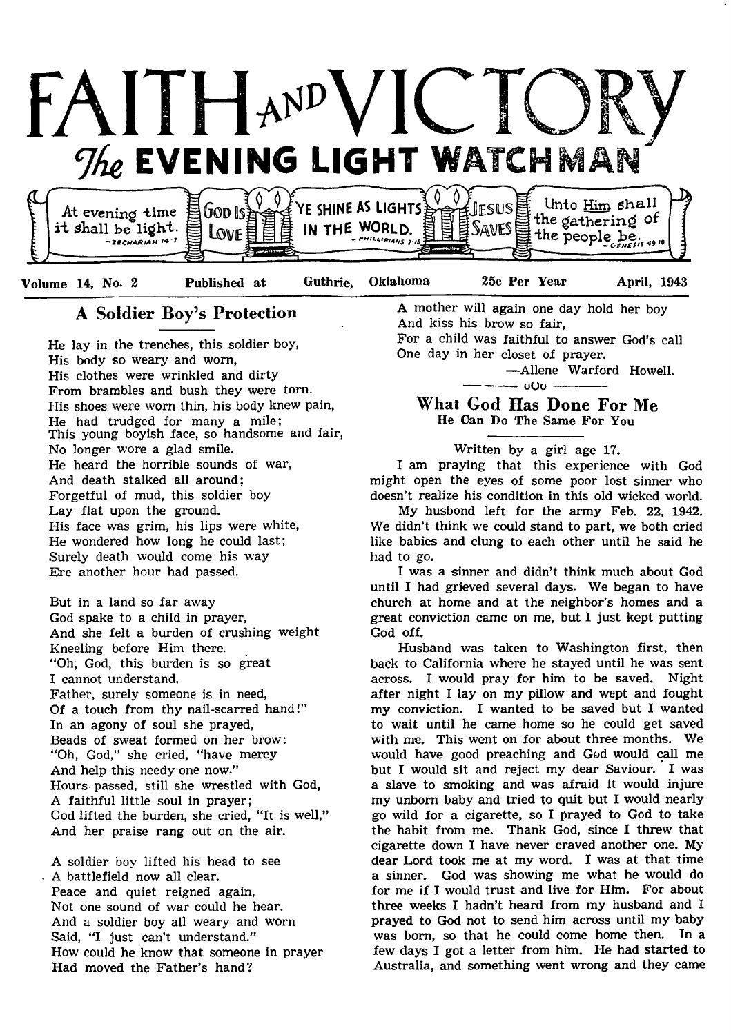# FAITH AND VICTORY

## The EVENING LIGHT WATCHMAN

At evening time it shall be light. —Zechariah 14:7 | God Is Love | YE SHINE AS LIGHTS IN THE WORLD. —Phillipians 2:15 | Jesus Saves | Unto Him shall the gathering of the people be. —Genesis 49:10

Volume 14, No. 2 Published at Guthrie, Oklahoma 25c Per Year April, 1943

## A Soldier Boy's Protection

He lay in the trenches, this soldier boy,
His body so weary and worn,
His clothes were wrinkled and dirty
From brambles and bush they were torn.
His shoes were worn thin, his body knew pain,
He had trudged for many a mile;
This young boyish face, so handsome and fair,
No longer wore a glad smile.
He heard the horrible sounds of war,
And death stalked all around;
Forgetful of mud, this soldier boy
Lay flat upon the ground.
His face was grim, his lips were white,
He wondered how long he could last;
Surely death would come his way
Ere another hour had passed.

But in a land so far away
God spake to a child in prayer,
And she felt a burden of crushing weight
Kneeling before Him there.
"Oh, God, this burden is so great
I cannot understand.
Father, surely someone is in need,
Of a touch from thy nail-scarred hand!"
In an agony of soul she prayed,
Beads of sweat formed on her brow:
"Oh, God," she cried, "have mercy
And help this needy one now."
Hours passed, still she wrestled with God,
A faithful little soul in prayer;
God lifted the burden, she cried, "It is well,"
And her praise rang out on the air.

A soldier boy lifted his head to see
A battlefield now all clear.
Peace and quiet reigned again,
Not one sound of war could he hear.
And a soldier boy all weary and worn
Said, "I just can't understand."
How could he know that someone in prayer
Had moved the Father's hand?

A mother will again one day hold her boy
And kiss his brow so fair,
For a child was faithful to answer God's call
One day in her closet of prayer.

—Allene Warford Howell.

## What God Has Done For Me

### He Can Do The Same For You

Written by a girl age 17.

I am praying that this experience with God might open the eyes of some poor lost sinner who doesn't realize his condition in this old wicked world.

My husband left for the army Feb. 22, 1942. We didn't think we could stand to part, we both cried like babies and clung to each other until he said he had to go.

I was a sinner and didn't think much about God until I had grieved several days. We began to have church at home and at the neighbor's homes and a great conviction came on me, but I just kept putting God off.

Husband was taken to Washington first, then back to California where he stayed until he was sent across. I would pray for him to be saved. Night after night I lay on my pillow and wept and fought my conviction. I wanted to be saved but I wanted to wait until he came home so he could get saved with me. This went on for about three months. We would have good preaching and God would call me but I would sit and reject my dear Saviour. I was a slave to smoking and was afraid it would injure my unborn baby and tried to quit but I would nearly go wild for a cigarette, so I prayed to God to take the habit from me. Thank God, since I threw that cigarette down I have never craved another one. My dear Lord took me at my word. I was at that time a sinner. God was showing me what he would do for me if I would trust and live for Him. For about three weeks I hadn't heard from my husband and I prayed to God not to send him across until my baby was born, so that he could come home then. In a few days I got a letter from him. He had started to Australia, and something went wrong and they came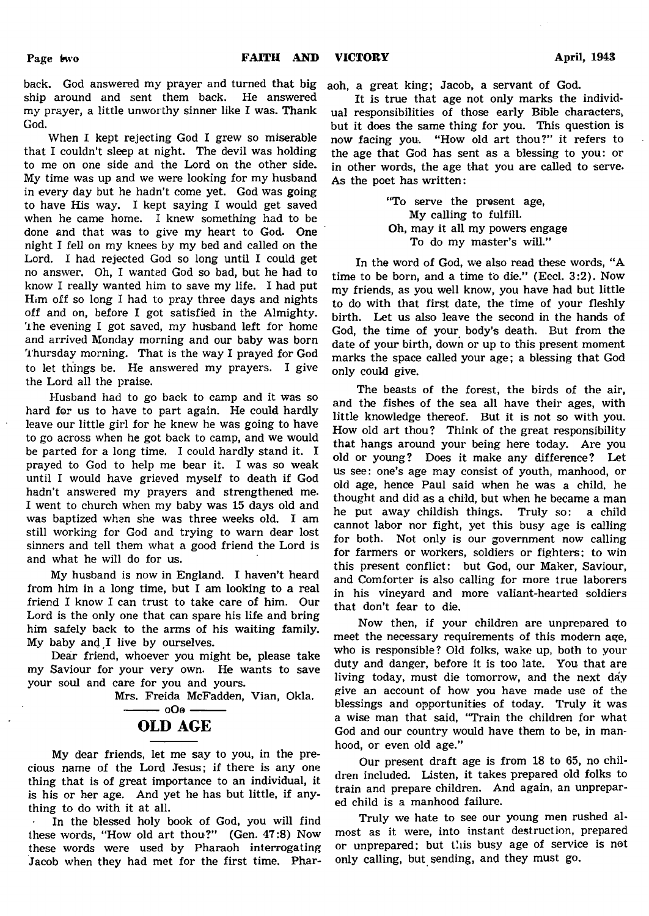back. God answered my prayer and turned that big ship around and sent them back. He answered my prayer, a little unworthy sinner like I was. Thank God.

When I kept rejecting God I grew so miserable that I couldn't sleep at night. The devil was holding to me on one side and the Lord on the other side. My time was up and we were looking for my husband in every day but he hadn't come yet. God was going to have His way. I kept saying I would get saved when he came home. I knew something had to be done and that was to give my heart to God. One night I fell on my knees by my bed and called on the Lord. I had rejected God so long until I could get no answer. Oh, I wanted God so bad, but he had to know I really wanted him to save my life. I had put Him off so long I had to pray three days and nights off and on, before I got satisfied in the Almighty. The evening I got saved, my husband left for home and arrived Monday morning and our baby was born Thursday morning. That is the way I prayed for God to let things be. He answered my prayers. I give the Lord all the praise.

Husband had to go back to camp and it was so hard for us to have to part again. He could hardly leave our little girl for he knew he was going to have to go across when he got back to camp, and we would be parted for a long time. I could hardly stand it. I prayed to God to help me bear it. I was so weak until I would have grieved myself to death if God hadn't answered my prayers and strengthened me. I went to church when my baby was 15 days old and was baptized when she was three weeks old. I am still working for God and trying to warn dear lost sinners and tell them what a good friend the Lord is and what he will do for us.

My husband is now in England. I haven't heard from him in a long time, but I am looking to a real friend I know I can trust to take care of him. Our Lord is the only one that can spare his life and bring him safely back to the arms of his waiting family. My baby and I live by ourselves.

Dear friend, whoever you might be, please take my Saviour for your very own. He wants to save your soul and care for you and yours.

Mrs. Freida McFadden, Vian, Okla.

oOo

## OLD AGE

My dear friends, let me say to you, in the precious name of the Lord Jesus; if there is any one thing that is of great importance to an individual, it is his or her age. And yet he has but little, if anything to do with it at all.

In the blessed holy book of God, you will find these words, "How old art thou?" (Gen. 47:8) Now these words were used by Pharaoh interrogating Jacob when they had met for the first time. Pharaoh, a great king; Jacob, a servant of God.

It is true that age not only marks the individual responsibilities of those early Bible characters, but it does the same thing for you. This question is now facing you. "How old art thou?" it refers to the age that God has sent as a blessing to you: or in other words, the age that you are called to serve. As the poet has written:

> "To serve the present age,
> My calling to fulfill.
> Oh, may it all my powers engage
> To do my master's will."

In the word of God, we also read these words, "A time to be born, and a time to die." (Eccl. 3:2). Now my friends, as you well know, you have had but little to do with that first date, the time of your fleshly birth. Let us also leave the second in the hands of God, the time of your body's death. But from the date of your birth, down or up to this present moment marks the space called your age; a blessing that God only could give.

The beasts of the forest, the birds of the air, and the fishes of the sea all have their ages, with little knowledge thereof. But it is not so with you. How old art thou? Think of the great responsibility that hangs around your being here today. Are you old or young? Does it make any difference? Let us see: one's age may consist of youth, manhood, or old age, hence Paul said when he was a child, he thought and did as a child, but when he became a man he put away childish things. Truly so: a child cannot labor nor fight, yet this busy age is calling for both. Not only is our government now calling for farmers or workers, soldiers or fighters: to win this present conflict: but God, our Maker, Saviour, and Comforter is also calling for more true laborers in his vineyard and more valiant-hearted soldiers that don't fear to die.

Now then, if your children are unprepared to meet the necessary requirements of this modern age, who is responsible? Old folks, wake up, both to your duty and danger, before it is too late. You that are living today, must die tomorrow, and the next day give an account of how you have made use of the blessings and opportunities of today. Truly it was a wise man that said, "Train the children for what God and our country would have them to be, in manhood, or even old age."

Our present draft age is from 18 to 65, no children included. Listen, it takes prepared old folks to train and prepare children. And again, an unprepared child is a manhood failure.

Truly we hate to see our young men rushed almost as it were, into instant destruction, prepared or unprepared; but this busy age of service is not only calling, but sending, and they must go.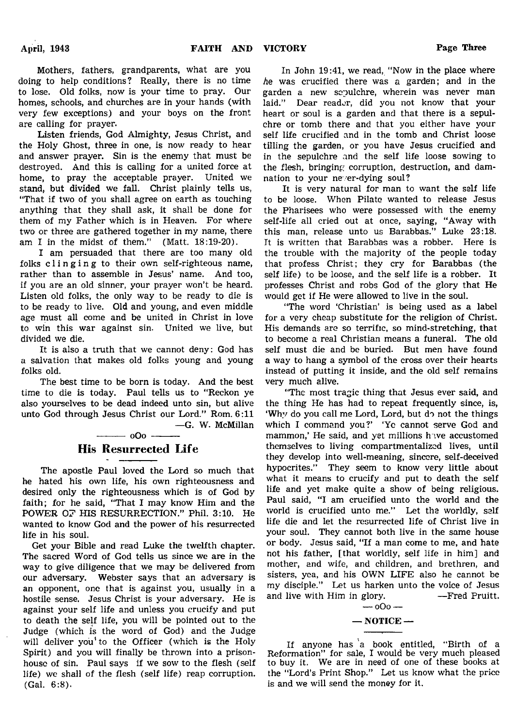Mothers, fathers, grandparents, what are you doing to help conditions? Really, there is no time to lose. Old folks, now is your time to pray. Our homes, schools, and churches are in your hands (with very few exceptions) and your boys on the front are calling for prayer.

Listen friends, God Almighty, Jesus Christ, and the Holy Ghost, three in one, is now ready to hear and answer prayer. Sin is the enemy that must be destroyed. And this is calling for a united force at home, to pray the acceptable prayer. United we stand, but divided we fall. Christ plainly tells us, "That if two of you shall agree on earth as touching anything that they shall ask, it shall be done for them of my Father which is in Heaven. For where two or three are gathered together in my name, there am I in the midst of them." (Matt. 18:19-20).

I am persuaded that there are too many old folks c l i n g i n g to their own self-righteous name, rather than to assemble in Jesus' name. And too, if you are an old sinner, your prayer won't be heard. Listen old folks, the only way to be ready to die is to be ready to live. Old and young, and even middle age must all come and be united in Christ in love to win this war against sin. United we live, but divided we die.

It is also a truth that we cannot deny: God has a salvation that makes old folks young and young folks old.

The best time to be born is today. And the best time to die is today. Paul tells us to "Reckon ye also yourselves to be dead indeed unto sin, but alive unto God through Jesus Christ our Lord." Rom. 6:11

—G. W. McMillan

—— oOo ——

## His Resurrected Life

The apostle Paul loved the Lord so much that he hated his own life, his own righteousness and desired only the righteousness which is of God by faith; for he said, "That I may know Him and the POWER OF HIS RESURRECTION." Phil. 3:10. He wanted to know God and the power of his resurrected life in his soul.

Get your Bible and read Luke the twelfth chapter. The sacred Word of God tells us since we are in the way to give diligence that we may be delivered from our adversary. Webster says that an adversary is an opponent, one that is against you, usually in a hostile sense. Jesus Christ is your adversary. He is against your self life and unless you crucify and put to death the self life, you will be pointed out to the Judge (which is the word of God) and the Judge will deliver you to the Officer (which is the Holy Spirit) and you will finally be thrown into a prisonhouse of sin. Paul says if we sow to the flesh (self life) we shall of the flesh (self life) reap corruption. (Gal. 6:8).

In John 19:41, we read, "Now in the place where he was crucified there was a garden; and in the garden a new sepulchre, wherein was never man laid." Dear reader, did you not know that your heart or soul is a garden and that there is a sepulchre or tomb there and that you either have your self life crucified and in the tomb and Christ loose tilling the garden, or you have Jesus crucified and in the sepulchre and the self life loose sowing to the flesh, bringing corruption, destruction, and damnation to your never-dying soul?

It is very natural for man to want the self life to be loose. When Pilate wanted to release Jesus the Pharisees who were possessed with the enemy self-life all cried out at once, saying, "Away with this man, release unto us Barabbas." Luke 23:18. It is written that Barabbas was a robber. Here is the trouble with the majority of the people today that profess Christ; they cry for Barabbas (the self life) to be loose, and the self life is a robber. It professes Christ and robs God of the glory that He would get if He were allowed to live in the soul.

"The word 'Christian' is being used as a label for a very cheap substitute for the religion of Christ. His demands are so terrific, so mind-stretching, that to become a real Christian means a funeral. The old self must die and be buried. But men have found a way to hang a symbol of the cross over their hearts instead of putting it inside, and the old self remains very much alive.

"The most tragic thing that Jesus ever said, and the thing He has had to repeat frequently since, is, 'Why do you call me Lord, Lord, but do not the things which I command you?' 'Ye cannot serve God and mammon,' He said, and yet millions have accustomed themselves to living compartmentalized lives, until they develop into well-meaning, sincere, self-deceived hypocrites." They seem to know very little about what it means to crucify and put to death the self life and yet make quite a show of being religious. Paul said, "I am crucified unto the world and the world is crucified unto me." Let the worldly, self life die and let the resurrected life of Christ live in your soul. They cannot both live in the same house or body. Jesus said, "If a man come to me, and hate not his father, [that worldly, self life in him] and mother, and wife, and children, and brethren, and sisters, yea, and his OWN LIFE also he cannot be my disciple." Let us harken unto the voice of Jesus and live with Him in glory.

—Fred Pruitt.

— oOo —

### — NOTICE —

If anyone has a book entitled, "Birth of a Reformation" for sale, I would be very much pleased to buy it. We are in need of one of these books at the "Lord's Print Shop." Let us know what the price is and we will send the money for it.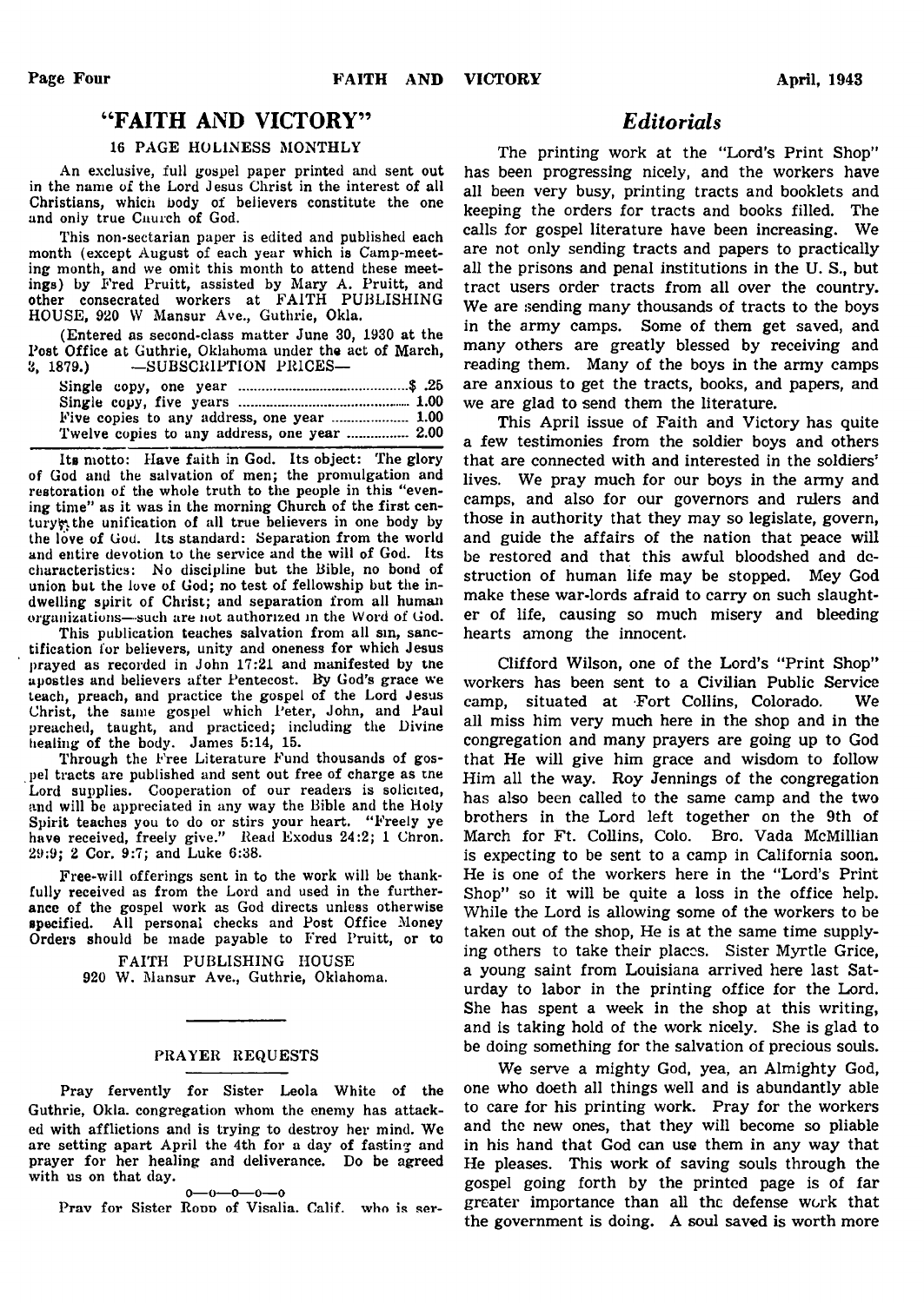## "FAITH AND VICTORY"

### 16 PAGE HOLINESS MONTHLY

An exclusive, full gospel paper printed and sent out in the name of the Lord Jesus Christ in the interest of all Christians, which body of believers constitute the one and only true Church of God.

This non-sectarian paper is edited and published each month (except August of each year which is Camp-meeting month, and we omit this month to attend these meetings) by Fred Pruitt, assisted by Mary A. Pruitt, and other consecrated workers at FAITH PUBLISHING HOUSE, 920 W Mansur Ave., Guthrie, Okla.

(Entered as second-class matter June 30, 1930 at the Post Office at Guthrie, Oklahoma under the act of March, 3, 1879.) —SUBSCRIPTION PRICES—

| | |
|---|---|
| Single copy, one year | $ .25 |
| Single copy, five years | 1.00 |
| Five copies to any address, one year | 1.00 |
| Twelve copies to any address, one year | 2.00 |

Its motto: Have faith in God. Its object: The glory of God and the salvation of men; the promulgation and restoration of the whole truth to the people in this "evening time" as it was in the morning Church of the first century; the unification of all true believers in one body by the love of God. Its standard: Separation from the world and entire devotion to the service and the will of God. Its characteristics: No discipline but the Bible, no bond of union but the love of God; no test of fellowship but the indwelling spirit of Christ; and separation from all human organizations—such are not authorized in the Word of God.

This publication teaches salvation from all sin, sanctification for believers, unity and oneness for which Jesus prayed as recorded in John 17:21 and manifested by the apostles and believers after Pentecost. By God's grace we teach, preach, and practice the gospel of the Lord Jesus Christ, the same gospel which Peter, John, and Paul preached, taught, and practiced; including the Divine healing of the body. James 5:14, 15.

Through the Free Literature Fund thousands of gospel tracts are published and sent out free of charge as the Lord supplies. Cooperation of our readers is solicited, and will be appreciated in any way the Bible and the Holy Spirit teaches you to do or stirs your heart. "Freely ye have received, freely give." Read Exodus 24:2; 1 Chron. 29:9; 2 Cor. 9:7; and Luke 6:38.

Free-will offerings sent in to the work will be thankfully received as from the Lord and used in the furtherance of the gospel work as God directs unless otherwise specified. All personal checks and Post Office Money Orders should be made payable to Fred Pruitt, or to

FAITH PUBLISHING HOUSE
920 W. Mansur Ave., Guthrie, Oklahoma.

---

### PRAYER REQUESTS

Pray fervently for Sister Leola White of the Guthrie, Okla. congregation whom the enemy has attacked with afflictions and is trying to destroy her mind. We are setting apart April the 4th for a day of fasting and prayer for her healing and deliverance. Do be agreed with us on that day.

o—o—o—o—o

Pray for Sister Ropp of Visalia, Calif. who is ser-

## *Editorials*

The printing work at the "Lord's Print Shop" has been progressing nicely, and the workers have all been very busy, printing tracts and booklets and keeping the orders for tracts and books filled. The calls for gospel literature have been increasing. We are not only sending tracts and papers to practically all the prisons and penal institutions in the U. S., but tract users order tracts from all over the country. We are sending many thousands of tracts to the boys in the army camps. Some of them get saved, and many others are greatly blessed by receiving and reading them. Many of the boys in the army camps are anxious to get the tracts, books, and papers, and we are glad to send them the literature.

This April issue of Faith and Victory has quite a few testimonies from the soldier boys and others that are connected with and interested in the soldiers' lives. We pray much for our boys in the army and camps, and also for our governors and rulers and those in authority that they may so legislate, govern, and guide the affairs of the nation that peace will be restored and that this awful bloodshed and destruction of human life may be stopped. Mey God make these war-lords afraid to carry on such slaughter of life, causing so much misery and bleeding hearts among the innocent.

Clifford Wilson, one of the Lord's "Print Shop" workers has been sent to a Civilian Public Service camp, situated at Fort Collins, Colorado. We all miss him very much here in the shop and in the congregation and many prayers are going up to God that He will give him grace and wisdom to follow Him all the way. Roy Jennings of the congregation has also been called to the same camp and the two brothers in the Lord left together on the 9th of March for Ft. Collins, Colo. Bro. Vada McMillian is expecting to be sent to a camp in California soon. He is one of the workers here in the "Lord's Print Shop" so it will be quite a loss in the office help. While the Lord is allowing some of the workers to be taken out of the shop, He is at the same time supplying others to take their places. Sister Myrtle Grice, a young saint from Louisiana arrived here last Saturday to labor in the printing office for the Lord. She has spent a week in the shop at this writing, and is taking hold of the work nicely. She is glad to be doing something for the salvation of precious souls.

We serve a mighty God, yea, an Almighty God, one who doeth all things well and is abundantly able to care for his printing work. Pray for the workers and the new ones, that they will become so pliable in his hand that God can use them in any way that He pleases. This work of saving souls through the gospel going forth by the printed page is of far greater importance than all the defense work that the government is doing. A soul saved is worth more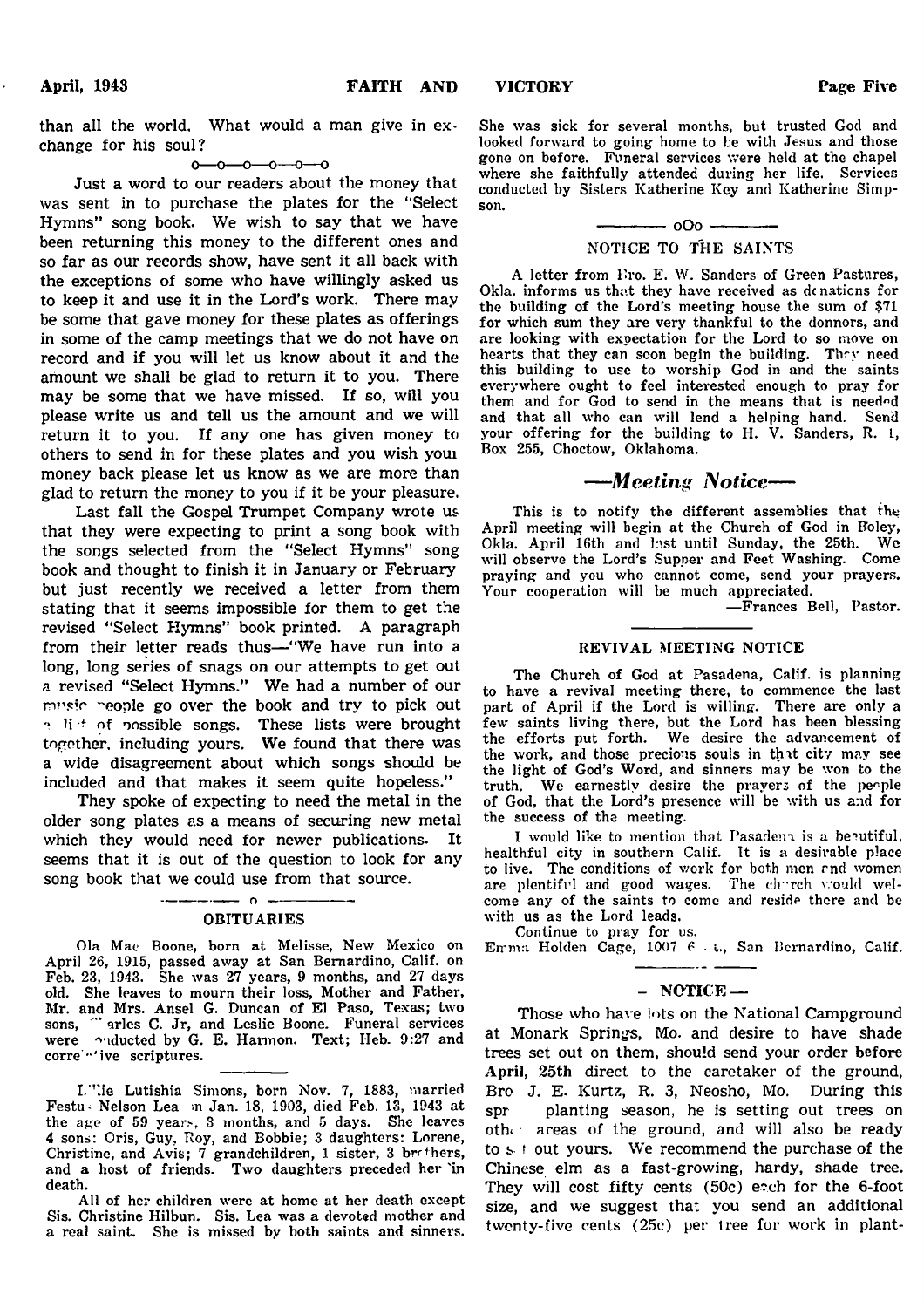than all the world. What would a man give in exchange for his soul?

o—o—o—o—o—o

Just a word to our readers about the money that was sent in to purchase the plates for the "Select Hymns" song book. We wish to say that we have been returning this money to the different ones and so far as our records show, have sent it all back with the exceptions of some who have willingly asked us to keep it and use it in the Lord's work. There may be some that gave money for these plates as offerings in some of the camp meetings that we do not have on record and if you will let us know about it and the amount we shall be glad to return it to you. There may be some that we have missed. If so, will you please write us and tell us the amount and we will return it to you. If any one has given money to others to send in for these plates and you wish your money back please let us know as we are more than glad to return the money to you if it be your pleasure.

Last fall the Gospel Trumpet Company wrote us that they were expecting to print a song book with the songs selected from the "Select Hymns" song book and thought to finish it in January or February but just recently we received a letter from them stating that it seems impossible for them to get the revised "Select Hymns" book printed. A paragraph from their letter reads thus—"We have run into a long, long series of snags on our attempts to get out a revised "Select Hymns." We had a number of our music people go over the book and try to pick out a list of possible songs. These lists were brought together, including yours. We found that there was a wide disagreement about which songs should be included and that makes it seem quite hopeless."

They spoke of expecting to need the metal in the older song plates as a means of securing new metal which they would need for newer publications. It seems that it is out of the question to look for any song book that we could use from that source.

---

## OBITUARIES

Ola Mae Boone, born at Melisse, New Mexico on April 26, 1915, passed away at San Bernardino, Calif. on Feb. 23, 1943. She was 27 years, 9 months, and 27 days old. She leaves to mourn their loss, Mother and Father, Mr. and Mrs. Ansel G. Duncan of El Paso, Texas; two sons, Charles C. Jr, and Leslie Boone. Funeral services were conducted by G. E. Harmon. Text; Heb. 9:27 and corresponsive scriptures.

---

Lillie Lutishia Simons, born Nov. 7, 1883, married Festus Nelson Lea on Jan. 18, 1903, died Feb. 13, 1943 at the age of 59 years, 3 months, and 5 days. She leaves 4 sons: Oris, Guy, Roy, and Bobbie; 3 daughters: Lorene, Christine, and Avis; 7 grandchildren, 1 sister, 3 brothers, and a host of friends. Two daughters preceded her in death.

All of her children were at home at her death except Sis. Christine Hilbun. Sis. Lea was a devoted mother and a real saint. She is missed by both saints and sinners. She was sick for several months, but trusted God and looked forward to going home to be with Jesus and those gone on before. Funeral services were held at the chapel where she faithfully attended during her life. Services conducted by Sisters Katherine Key and Katherine Simpson.

oOo

## NOTICE TO THE SAINTS

A letter from Bro. E. W. Sanders of Green Pastures, Okla. informs us that they have received as donations for the building of the Lord's meeting house the sum of $71 for which sum they are very thankful to the donnors, and are looking with expectation for the Lord to so move on hearts that they can soon begin the building. They need this building to use to worship God in and the saints everywhere ought to feel interested enough to pray for them and for God to send in the means that is needed and that all who can will lend a helping hand. Send your offering for the building to H. V. Sanders, R. 1, Box 255, Choctow, Oklahoma.

## *—Meeting Notice—*

This is to notify the different assemblies that the April meeting will begin at the Church of God in Boley, Okla. April 16th and last until Sunday, the 25th. We will observe the Lord's Supper and Feet Washing. Come praying and you who cannot come, send your prayers. Your cooperation will be much appreciated.

—Frances Bell, Pastor.

---

## REVIVAL MEETING NOTICE

The Church of God at Pasadena, Calif. is planning to have a revival meeting there, to commence the last part of April if the Lord is willing. There are only a few saints living there, but the Lord has been blessing the efforts put forth. We desire the advancement of the work, and those precious souls in that city may see the light of God's Word, and sinners may be won to the truth. We earnestly desire the prayers of the people of God, that the Lord's presence will be with us and for the success of the meeting.

I would like to mention that Pasadena is a beautiful, healthful city in southern Calif. It is a desirable place to live. The conditions of work for both men and women are plentiful and good wages. The church would welcome any of the saints to come and reside there and be with us as the Lord leads.

Continue to pray for us.

Emma Holden Cage, 1007 6 . t., San Bernardino, Calif.

---

## — NOTICE —

Those who have lots on the National Campground at Monark Springs, Mo. and desire to have shade trees set out on them, should send your order before April, 25th direct to the caretaker of the ground, Bro J. E. Kurtz, R. 3, Neosho, Mo. During this spring planting season, he is setting out trees on other areas of the ground, and will also be ready to set out yours. We recommend the purchase of the Chinese elm as a fast-growing, hardy, shade tree. They will cost fifty cents (50c) each for the 6-foot size, and we suggest that you send an additional twenty-five cents (25c) per tree for work in plant-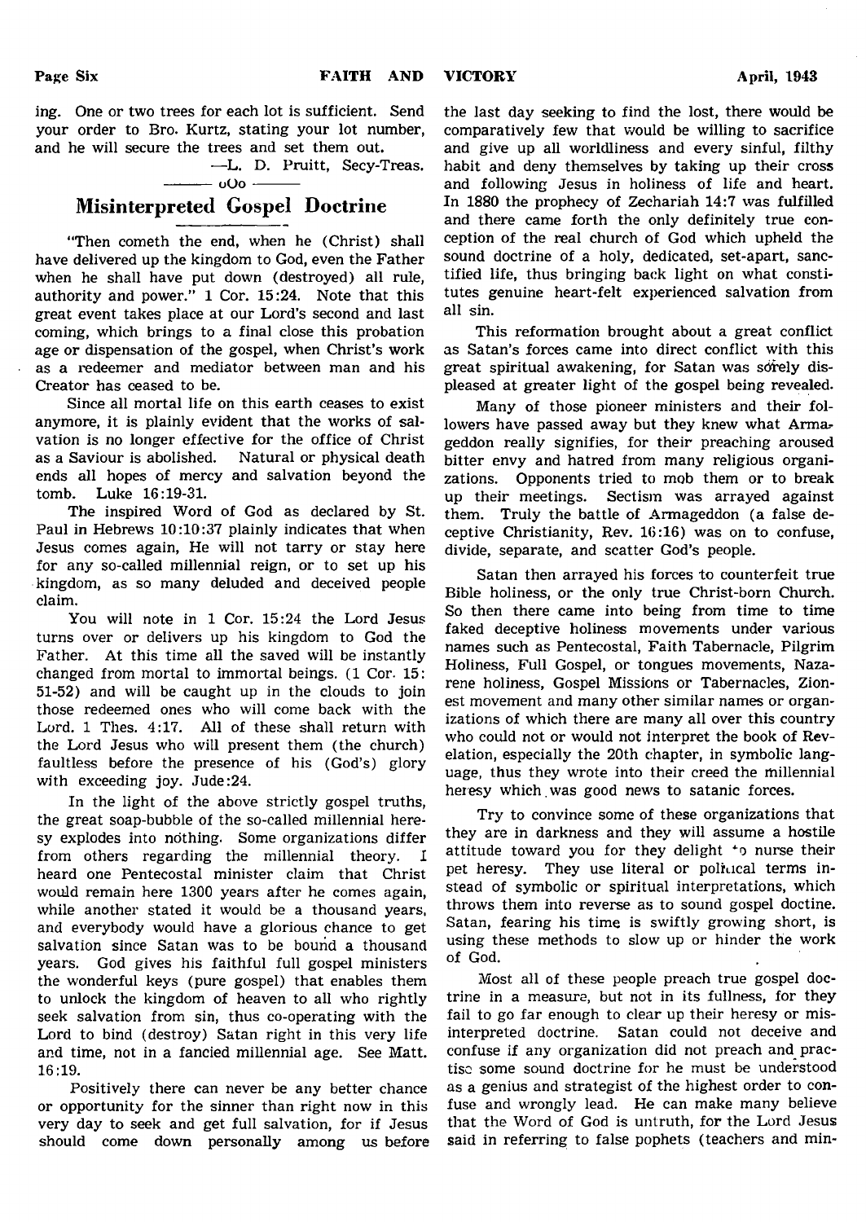ing. One or two trees for each lot is sufficient. Send your order to Bro. Kurtz, stating your lot number, and he will secure the trees and set them out.

—L. D. Pruitt, Secy-Treas.

———— oOo ————

## Misinterpreted Gospel Doctrine

"Then cometh the end, when he (Christ) shall have delivered up the kingdom to God, even the Father when he shall have put down (destroyed) all rule, authority and power." 1 Cor. 15:24. Note that this great event takes place at our Lord's second and last coming, which brings to a final close this probation age or dispensation of the gospel, when Christ's work as a redeemer and mediator between man and his Creator has ceased to be.

Since all mortal life on this earth ceases to exist anymore, it is plainly evident that the works of salvation is no longer effective for the office of Christ as a Saviour is abolished. Natural or physical death ends all hopes of mercy and salvation beyond the tomb. Luke 16:19-31.

The inspired Word of God as declared by St. Paul in Hebrews 10:10:37 plainly indicates that when Jesus comes again, He will not tarry or stay here for any so-called millennial reign, or to set up his kingdom, as so many deluded and deceived people claim.

You will note in 1 Cor. 15:24 the Lord Jesus turns over or delivers up his kingdom to God the Father. At this time all the saved will be instantly changed from mortal to immortal beings. (1 Cor. 15: 51-52) and will be caught up in the clouds to join those redeemed ones who will come back with the Lord. 1 Thes. 4:17. All of these shall return with the Lord Jesus who will present them (the church) faultless before the presence of his (God's) glory with exceeding joy. Jude:24.

In the light of the above strictly gospel truths, the great soap-bubble of the so-called millennial heresy explodes into nothing. Some organizations differ from others regarding the millennial theory. I heard one Pentecostal minister claim that Christ would remain here 1300 years after he comes again, while another stated it would be a thousand years, and everybody would have a glorious chance to get salvation since Satan was to be bound a thousand years. God gives his faithful full gospel ministers the wonderful keys (pure gospel) that enables them to unlock the kingdom of heaven to all who rightly seek salvation from sin, thus co-operating with the Lord to bind (destroy) Satan right in this very life and time, not in a fancied millennial age. See Matt. 16:19.

Positively there can never be any better chance or opportunity for the sinner than right now in this very day to seek and get full salvation, for if Jesus should come down personally among us before the last day seeking to find the lost, there would be comparatively few that would be willing to sacrifice and give up all worldliness and every sinful, filthy habit and deny themselves by taking up their cross and following Jesus in holiness of life and heart. In 1880 the prophecy of Zechariah 14:7 was fulfilled and there came forth the only definitely true conception of the real church of God which upheld the sound doctrine of a holy, dedicated, set-apart, sanctified life, thus bringing back light on what constitutes genuine heart-felt experienced salvation from all sin.

This reformation brought about a great conflict as Satan's forces came into direct conflict with this great spiritual awakening, for Satan was sorely displeased at greater light of the gospel being revealed.

Many of those pioneer ministers and their followers have passed away but they knew what Armageddon really signifies, for their preaching aroused bitter envy and hatred from many religious organizations. Opponents tried to mob them or to break up their meetings. Sectism was arrayed against them. Truly the battle of Armageddon (a false deceptive Christianity, Rev. 16:16) was on to confuse, divide, separate, and scatter God's people.

Satan then arrayed his forces to counterfeit true Bible holiness, or the only true Christ-born Church. So then there came into being from time to time faked deceptive holiness movements under various names such as Pentecostal, Faith Tabernacle, Pilgrim Holiness, Full Gospel, or tongues movements, Nazarene holiness, Gospel Missions or Tabernacles, Zionest movement and many other similar names or organizations of which there are many all over this country who could not or would not interpret the book of Revelation, especially the 20th chapter, in symbolic language, thus they wrote into their creed the millennial heresy which was good news to satanic forces.

Try to convince some of these organizations that they are in darkness and they will assume a hostile attitude toward you for they delight to nurse their pet heresy. They use literal or political terms instead of symbolic or spiritual interpretations, which throws them into reverse as to sound gospel doctine. Satan, fearing his time is swiftly growing short, is using these methods to slow up or hinder the work of God.

Most all of these people preach true gospel doctrine in a measure, but not in its fullness, for they fail to go far enough to clear up their heresy or misinterpreted doctrine. Satan could not deceive and confuse if any organization did not preach and practise some sound doctrine for he must be understood as a genius and strategist of the highest order to confuse and wrongly lead. He can make many believe that the Word of God is untruth, for the Lord Jesus said in referring to false pophets (teachers and min-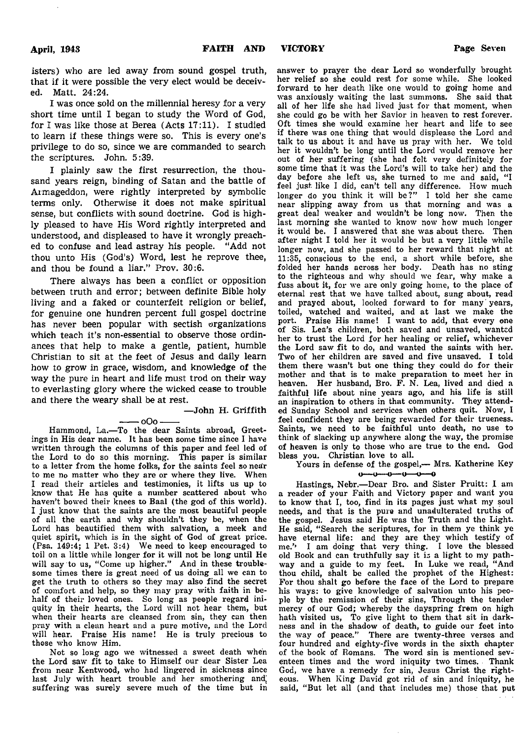isters) who are led away from sound gospel truth, that if it were possible the very elect would be deceived. Matt. 24:24.

I was once sold on the millennial heresy for a very short time until I began to study the Word of God, for I was like those at Berea (Acts 17:11). I studied to learn if these things were so. This is every one's privilege to do so, since we are commanded to search the scriptures. John. 5:39.

I plainly saw the first resurrection, the thousand years reign, binding of Satan and the battle of Armageddon, were rightly interpreted by symbolic terms only. Otherwise it does not make spiritual sense, but conflicts with sound doctrine. God is highly pleased to have His Word rightly interpreted and understood, and displeased to have it wrongly preached to confuse and lead astray his people. "Add not thou unto His (God's) Word, lest he reprove thee, and thou be found a liar." Prov. 30:6.

There always has been a conflict or opposition between truth and error; between definite Bible holy living and a faked or counterfeit religion or belief, for genuine one hundren percent full gospel doctrine has never been popular with sectish organizations which teach it's non-essential to observe those ordinances that help to make a gentle, patient, humble Christian to sit at the feet of Jesus and daily learn how to grow in grace, wisdom, and knowledge of the way the pure in heart and life must trod on their way to everlasting glory where the wicked cease to trouble and there the weary shall be at rest.

—John H. Griffith

—— oOo ——

Hammond, La.—To the dear Saints abroad, Greetings in His dear name. It has been some time since I have written through the columns of this paper and feel led of the Lord to do so this morning. This paper is similar to a letter from the home folks, for the saints feel so near to me no matter who they are or where they live. When I read their articles and testimonies, it lifts us up to know that He has quite a number scattered about who haven't bowed their knees to Baal (the god of this world). I just know that the saints are the most beautiful people of all the earth and why shouldn't they be, when the Lord has beautified them with salvation, a meek and quiet spirit, which is in the sight of God of great price. (Psa. 149:4; 1 Pet. 3:4) We need to keep encouraged to toil on a little while longer for it will not be long until He will say to us, "Come up higher." And in these troublesome times there is great need of us doing all we can to get the truth to others so they may also find the secret of comfort and help, so they may pray with faith in behalf of their loved ones. So long as people regard iniquity in their hearts, the Lord will not hear them, but when their hearts are cleansed from sin, they can then pray with a clean heart and a pure motive, and the Lord will hear. Praise His name! He is truly precious to those who know Him.

Not so long ago we witnessed a sweet death when the Lord saw fit to take to Himself our dear Sister Lea from near Kentwood, who had lingered in sickness since last July with heart trouble and her smothering and suffering was surely severe much of the time but in answer to prayer the dear Lord so wonderfully brought her relief so she could rest for some while. She looked forward to her death like one would to going home and was anxiously waiting the last summons. She said that all of her life she had lived just for that moment, when she could go be with her Savior in heaven to rest forever. Oft times she would examine her heart and life to see if there was one thing that would displease the Lord and talk to us about it and have us pray with her. We told her it wouldn't be long until the Lord would remove her out of her suffering (she had felt very definitely for some time that it was the Lord's will to take her) and the day before she left us, she turned to me and said, "I feel just like I did, can't tell any difference. How much longer do you think it will be?" I told her she came near slipping away from us that morning and was a great deal weaker and wouldn't be long now. Then the last morning she wanted to know now how much longer it would be. I answered that she was about there. Then after night I told her it would be but a very little while longer now, and she passed to her reward that night at 11:35, conscious to the end, a short while before, she folded her hands across her body. Death has no sting to the righteous and why should we fear, why make a fuss about it, for we are only going home, to the place of eternal rest that we have talked about, sung about, read and prayed about, looked forward to for many years, toiled, watched and waited, and at last we make the port. Praise His name! I want to add, that every one of Sis. Lea's children, both saved and unsaved, wanted her to trust the Lord for her healing or relief, whichever the Lord saw fit to do, and wanted the saints with her. Two of her children are saved and five unsaved. I told them there wasn't but one thing they could do for their mother and that is to make preparation to meet her in heaven. Her husband, Bro. F. N. Lea, lived and died a faithful life about nine years ago, and his life is still an inspiration to others in that community. They attended Sunday School and services when others quit. Now, I feel confident they are being rewarded for their trueness. Saints, we need to be faithful unto death, no use to think of slacking up anywhere along the way, the promise of heaven is only to those who are true to the end. God bless you. Christian love to all.

Yours in defense of the gospel,— Mrs. Katherine Key

o—o—o—o—o—o

Hastings, Nebr.—Dear Bro. and Sister Pruitt: I am a reader of your Faith and Victory paper and want you to know that I, too, find in its pages just what my soul needs, and that is the pure and unadulterated truths of the gospel. Jesus said He was the Truth and the Light. He said, "Search the scriptures, for in them ye think ye have eternal life: and they are they which testify of me." I am doing that very thing. I love the blessed old Book and can truthfully say it is a light to my pathway and a guide to my feet. In Luke we read, "And thou child, shalt be called the prophet of the Highest: For thou shalt go before the face of the Lord to prepare his ways: to give knowledge of salvation unto his people by the remission of their sins, Through the tender mercy of our God; whereby the dayspring from on high hath visited us, To give light to them that sit in darkness and in the shadow of death, to guide our feet into the way of peace." There are twenty-three verses and four hundred and eighty-five words in the sixth chapter of the book of Romans. The word sin is mentioned seventeen times and the word iniquity two times. Thank God, we have a remedy for sin, Jesus Christ the righteous. When King David got rid of sin and iniquity, he said, "But let all (and that includes me) those that put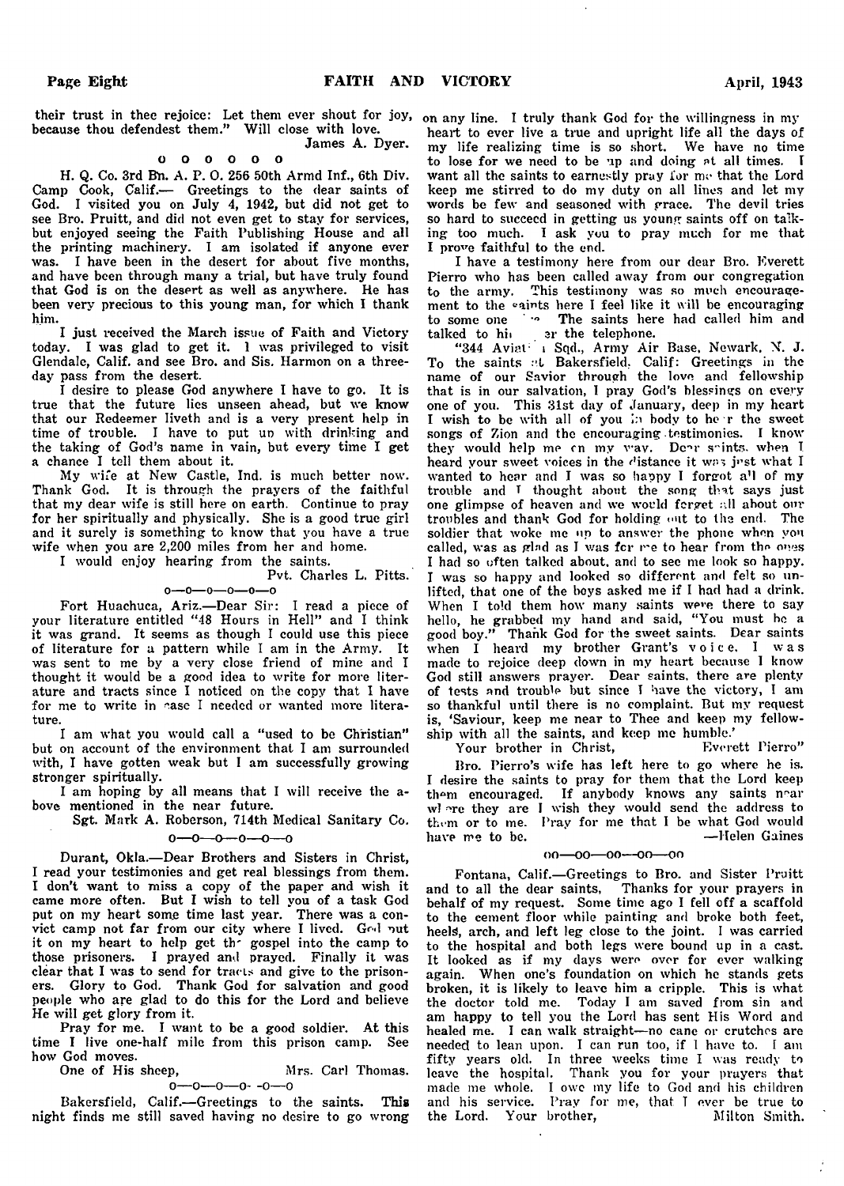their trust in thee rejoice: Let them ever shout for joy, because thou defendest them." Will close with love.

James A. Dyer.

o o o o o o

H. Q. Co. 3rd Bn. A. P. O. 256 50th Armd Inf., 6th Div. Camp Cook, Calif.— Greetings to the dear saints of God. I visited you on July 4, 1942, but did not get to see Bro. Pruitt, and did not even get to stay for services, but enjoyed seeing the Faith Publishing House and all the printing machinery. I am isolated if anyone ever was. I have been in the desert for about five months, and have been through many a trial, but have truly found that God is on the desert as well as anywhere. He has been very precious to this young man, for which I thank him.

I just received the March issue of Faith and Victory today. I was glad to get it. I was privileged to visit Glendale, Calif. and see Bro. and Sis. Harmon on a three-day pass from the desert.

I desire to please God anywhere I have to go. It is true that the future lies unseen ahead, but we know that our Redeemer liveth and is a very present help in time of trouble. I have to put up with drinking and the taking of God's name in vain, but every time I get a chance I tell them about it.

My wife at New Castle, Ind. is much better now. Thank God. It is through the prayers of the faithful that my dear wife is still here on earth. Continue to pray for her spiritually and physically. She is a good true girl and it surely is something to know that you have a true wife when you are 2,200 miles from her and home.

I would enjoy hearing from the saints.

Pvt. Charles L. Pitts.

o—o—o—o—o—o

Fort Huachuca, Ariz.—Dear Sir: I read a piece of your literature entitled "48 Hours in Hell" and I think it was grand. It seems as though I could use this piece of literature for a pattern while I am in the Army. It was sent to me by a very close friend of mine and I thought it would be a good idea to write for more literature and tracts since I noticed on the copy that I have for me to write in case I needed or wanted more literature.

I am what you would call a "used to be Christian" but on account of the environment that I am surrounded with, I have gotten weak but I am successfully growing stronger spiritually.

I am hoping by all means that I will receive the above mentioned in the near future.

Sgt. Mark A. Roberson, 714th Medical Sanitary Co.

o—o—o—o—o—o

Durant, Okla.—Dear Brothers and Sisters in Christ, I read your testimonies and get real blessings from them. I don't want to miss a copy of the paper and wish it came more often. But I wish to tell you of a task God put on my heart some time last year. There was a convict camp not far from our city where I lived. God put it on my heart to help get the gospel into the camp to those prisoners. I prayed and prayed. Finally it was clear that I was to send for tracts and give to the prisoners. Glory to God. Thank God for salvation and good people who are glad to do this for the Lord and believe He will get glory from it.

Pray for me. I want to be a good soldier. At this time I live one-half mile from this prison camp. See how God moves.

One of His sheep, Mrs. Carl Thomas.

o—o—o—o- -o—o

Bakersfield, Calif.—Greetings to the saints. This night finds me still saved having no desire to go wrong on any line. I truly thank God for the willingness in my heart to ever live a true and upright life all the days of my life realizing time is so short. We have no time to lose for we need to be up and doing at all times. I want all the saints to earnestly pray for me that the Lord keep me stirred to do my duty on all lines and let my words be few and seasoned with grace. The devil tries so hard to succeed in getting us young saints off on talking too much. I ask you to pray much for me that I prove faithful to the end.

I have a testimony here from our dear Bro. Everett Pierro who has been called away from our congregation to the army. This testimony was so much encouragement to the saints here I feel like it will be encouraging to some one ... The saints here had called him and talked to him ... er the telephone.

"344 Aviat... Sqd., Army Air Base, Newark, N. J. To the saints at Bakersfield, Calif: Greetings in the name of our Savior through the love and fellowship that is in our salvation, I pray God's blessings on every one of you. This 31st day of January, deep in my heart I wish to be with all of you in body to hear the sweet songs of Zion and the encouraging testimonies. I know they would help me on my way. Dear saints, when I heard your sweet voices in the distance it was just what I wanted to hear and I was so happy I forgot all of my trouble and I thought about the song that says just one glimpse of heaven and we would forget all about our troubles and thank God for holding out to the end. The soldier that woke me up to answer the phone when you called, was as glad as I was for me to hear from the ones I had so often talked about, and to see me look so happy. I was so happy and looked so different and felt so unlifted, that one of the boys asked me if I had had a drink. When I told them how many saints were there to say hello, he grabbed my hand and said, "You must be a good boy." Thank God for the sweet saints. Dear saints when I heard my brother Grant's voice, I was made to rejoice deep down in my heart because I know God still answers prayer. Dear saints, there are plenty of tests and trouble but since I have the victory, I am so thankful until there is no complaint. But my request is, 'Saviour, keep me near to Thee and keep my fellowship with all the saints, and keep me humble.'

Your brother in Christ, Everett Pierro"

Bro. Pierro's wife has left here to go where he is. I desire the saints to pray for them that the Lord keep them encouraged. If anybody knows any saints near where they are I wish they would send the address to them or to me. Pray for me that I be what God would have me to be.

—Helen Gaines

oo—oo—oo—oo—oo

Fontana, Calif.—Greetings to Bro. and Sister Pruitt and to all the dear saints. Thanks for your prayers in behalf of my request. Some time ago I fell off a scaffold to the cement floor while painting and broke both feet, heels, arch, and left leg close to the joint. I was carried to the hospital and both legs were bound up in a cast. It looked as if my days were over for ever walking again. When one's foundation on which he stands gets broken, it is likely to leave him a cripple. This is what the doctor told me. Today I am saved from sin and am happy to tell you the Lord has sent His Word and healed me. I can walk straight—no cane or crutches are needed to lean upon. I can run too, if I have to. I am fifty years old. In three weeks time I was ready to leave the hospital. Thank you for your prayers that made me whole. I owe my life to God and his children and his service. Pray for me, that I ever be true to the Lord. Your brother, Milton Smith.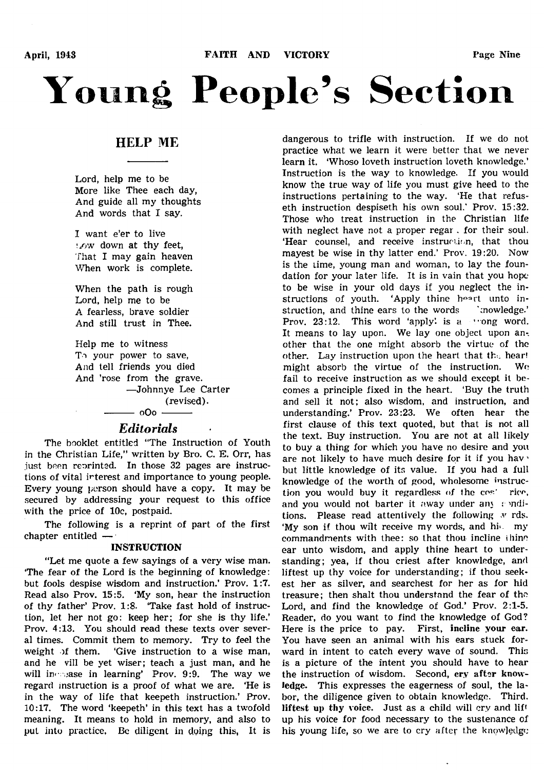# Young People's Section

## HELP ME

Lord, help me to be
More like Thee each day,
And guide all my thoughts
And words that I say.

I want e'er to live
Low down at thy feet,
That I may gain heaven
When work is complete.

When the path is rough
Lord, help me to be
A fearless, brave soldier
And still trust in Thee.

Help me to witness
To your power to save,
And tell friends you died
And 'rose from the grave.

—Johnnye Lee Carter
(revised).

oOo

## *Editorials*

The booklet entitled "The Instruction of Youth in the Christian Life," written by Bro. C. E. Orr, has just been reprinted. In those 32 pages are instructions of vital interest and importance to young people. Every young person should have a copy. It may be secured by addressing your request to this office with the price of 10c, postpaid.

The following is a reprint of part of the first chapter entitled —

### INSTRUCTION

"Let me quote a few sayings of a very wise man. 'The fear of the Lord is the beginning of knowledge: but fools despise wisdom and instruction.' Prov. 1:7. Read also Prov. 15:5. 'My son, hear the instruction of thy father' Prov. 1:8. 'Take fast hold of instruction, let her not go: keep her; for she is thy life.' Prov. 4:13. You should read these texts over several times. Commit them to memory. Try to feel the weight of them. 'Give instruction to a wise man, and he will be yet wiser; teach a just man, and he will increase in learning' Prov. 9:9. The way we regard instruction is a proof of what we are. 'He is in the way of life that keepeth instruction.' Prov. 10:17. The word 'keepeth' in this text has a twofold meaning. It means to hold in memory, and also to put into practice. Be diligent in doing this. It is dangerous to trifle with instruction. If we do not practice what we learn it were better that we never learn it. 'Whoso loveth instruction loveth knowledge.' Instruction is the way to knowledge. If you would know the true way of life you must give heed to the instructions pertaining to the way. 'He that refuseth instruction despiseth his own soul.' Prov. 15:32. Those who treat instruction in the Christian life with neglect have not a proper regard for their soul. 'Hear counsel, and receive instruction, that thou mayest be wise in thy latter end.' Prov. 19:20. Now is the time, young man and woman, to lay the foundation for your later life. It is in vain that you hope to be wise in your old days if you neglect the instructions of youth. 'Apply thine heart unto instruction, and thine ears to the words of knowledge.' Prov. 23:12. This word 'apply' is a strong word. It means to lay upon. We lay one object upon another that the one might absorb the virtue of the other. Lay instruction upon the heart that the heart might absorb the virtue of the instruction. We fail to receive instruction as we should except it becomes a principle fixed in the heart. 'Buy the truth and sell it not; also wisdom, and instruction, and understanding.' Prov. 23:23. We often hear the first clause of this text quoted, but that is not all the text. Buy instruction. You are not at all likely to buy a thing for which you have no desire and you are not likely to have much desire for it if you have but little knowledge of its value. If you had a full knowledge of the worth of good, wholesome instruction you would buy it regardless of the cost or price, and you would not barter it away under any conditions. Please read attentively the following words. 'My son if thou wilt receive my words, and hide my commandments with thee: so that thou incline thine ear unto wisdom, and apply thine heart to understanding; yea, if thou criest after knowledge, and liftest up thy voice for understanding; if thou seekest her as silver, and searchest for her as for hid treasure; then shalt thou understand the fear of the Lord, and find the knowledge of God.' Prov. 2:1-5. Reader, do you want to find the knowledge of God? Here is the price to pay. First, **incline your ear.** You have seen an animal with his ears stuck forward in intent to catch every wave of sound. This is a picture of the intent you should have to hear the instruction of wisdom. Second, **cry after knowledge.** This expresses the eagerness of soul, the labor, the diligence given to obtain knowledge. Third, **liftest up thy voice.** Just as a child will cry and lift up his voice for food necessary to the sustenance of his young life, so we are to cry after the knowledge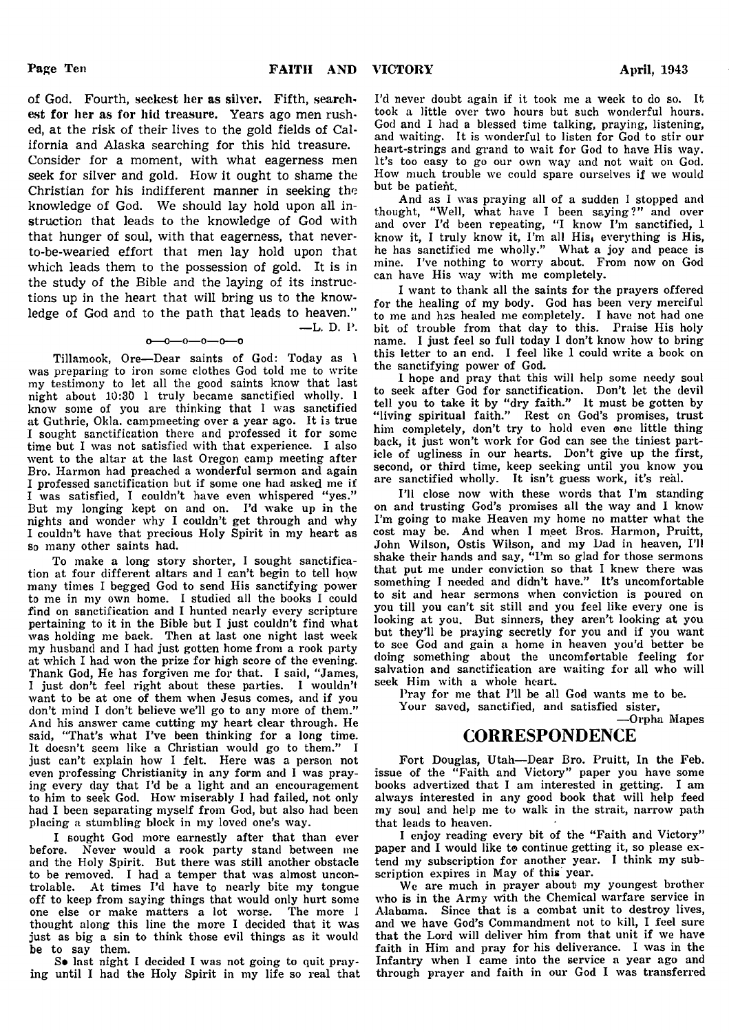of God. Fourth, **seekest her as silver. Fifth, searchest for her as for hid treasure.** Years ago men rushed, at the risk of their lives to the gold fields of California and Alaska searching for this hid treasure. Consider for a moment, with what eagerness men seek for silver and gold. How it ought to shame the Christian for his indifferent manner in seeking the knowledge of God. We should lay hold upon all instruction that leads to the knowledge of God with that hunger of soul, with that eagerness, that never-to-be-wearied effort that men lay hold upon that which leads them to the possession of gold. It is in the study of the Bible and the laying of its instructions up in the heart that will bring us to the knowledge of God and to the path that leads to heaven."

—L. D. P.

o—o—o—o—o

Tillamook, Ore—Dear saints of God: Today as I was preparing to iron some clothes God told me to write my testimony to let all the good saints know that last night about 10:30 I truly became sanctified wholly. I know some of you are thinking that I was sanctified at Guthrie, Okla. campmeeting over a year ago. It is true I sought sanctification there and professed it for some time but I was not satisfied with that experience. I also went to the altar at the last Oregon camp meeting after Bro. Harmon had preached a wonderful sermon and again I professed sanctification but if some one had asked me if I was satisfied, I couldn't have even whispered "yes." But my longing kept on and on. I'd wake up in the nights and wonder why I couldn't get through and why I couldn't have that precious Holy Spirit in my heart as so many other saints had.

To make a long story shorter, I sought sanctification at four different altars and I can't begin to tell how many times I begged God to send His sanctifying power to me in my own home. I studied all the books I could find on sanctification and I hunted nearly every scripture pertaining to it in the Bible but I just couldn't find what was holding me back. Then at last one night last week my husband and I had just gotten home from a rook party at which I had won the prize for high score of the evening. Thank God, He has forgiven me for that. I said, "James, I just don't feel right about these parties. I wouldn't want to be at one of them when Jesus comes, and if you don't mind I don't believe we'll go to any more of them." And his answer came cutting my heart clear through. He said, "That's what I've been thinking for a long time. It doesn't seem like a Christian would go to them." I just can't explain how I felt. Here was a person not even professing Christianity in any form and I was praying every day that I'd be a light and an encouragement to him to seek God. How miserably I had failed, not only had I been separating myself from God, but also had been placing a stumbling block in my loved one's way.

I sought God more earnestly after that than ever before. Never would a rook party stand between me and the Holy Spirit. But there was still another obstacle to be removed. I had a temper that was almost uncontrolable. At times I'd have to nearly bite my tongue off to keep from saying things that would only hurt some one else or make matters a lot worse. The more I thought along this line the more I decided that it was just as big a sin to think those evil things as it would be to say them.

So last night I decided I was not going to quit praying until I had the Holy Spirit in my life so real that I'd never doubt again if it took me a week to do so. It took a little over two hours but such wonderful hours. God and I had a blessed time talking, praying, listening, and waiting. It is wonderful to listen for God to stir our heart-strings and grand to wait for God to have His way. It's too easy to go our own way and not wait on God. How much trouble we could spare ourselves if we would but be patient.

And as I was praying all of a sudden I stopped and thought, "Well, what have I been saying?" and over and over I'd been repeating, "I know I'm sanctified, I know it, I truly know it, I'm all His, everything is His, he has sanctified me wholly." What a joy and peace is mine. I've nothing to worry about. From now on God can have His way with me completely.

I want to thank all the saints for the prayers offered for the healing of my body. God has been very merciful to me and has healed me completely. I have not had one bit of trouble from that day to this. Praise His holy name. I just feel so full today I don't know how to bring this letter to an end. I feel like I could write a book on the sanctifying power of God.

I hope and pray that this will help some needy soul to seek after God for sanctification. Don't let the devil tell you to take it by "dry faith." It must be gotten by "living spiritual faith." Rest on God's promises, trust him completely, don't try to hold even one little thing back, it just won't work for God can see the tiniest particle of ugliness in our hearts. Don't give up the first, second, or third time, keep seeking until you know you are sanctified wholly. It isn't guess work, it's real.

I'll close now with these words that I'm standing on and trusting God's promises all the way and I know I'm going to make Heaven my home no matter what the cost may be. And when I meet Bros. Harmon, Pruitt, John Wilson, Ostis Wilson, and my Dad in heaven, I'll shake their hands and say, "I'm so glad for those sermons that put me under conviction so that I knew there was something I needed and didn't have." It's uncomfortable to sit and hear sermons when conviction is poured on you till you can't sit still and you feel like every one is looking at you. But sinners, they aren't looking at you but they'll be praying secretly for you and if you want to see God and gain a home in heaven you'd better be doing something about the uncomfortable feeling for salvation and sanctification are waiting for all who will seek Him with a whole heart.

Pray for me that I'll be all God wants me to be.

Your saved, sanctified, and satisfied sister,

—Orpha Mapes

## CORRESPONDENCE

Fort Douglas, Utah—Dear Bro. Pruitt, In the Feb. issue of the "Faith and Victory" paper you have some books advertized that I am interested in getting. I am always interested in any good book that will help feed my soul and help me to walk in the strait, narrow path that leads to heaven.

I enjoy reading every bit of the "Faith and Victory" paper and I would like to continue getting it, so please extend my subscription for another year. I think my subscription expires in May of this year.

We are much in prayer about my youngest brother who is in the Army with the Chemical warfare service in Alabama. Since that is a combat unit to destroy lives, and we have God's Commandment not to kill, I feel sure that the Lord will deliver him from that unit if we have faith in Him and pray for his deliverance. I was in the Infantry when I came into the service a year ago and through prayer and faith in our God I was transferred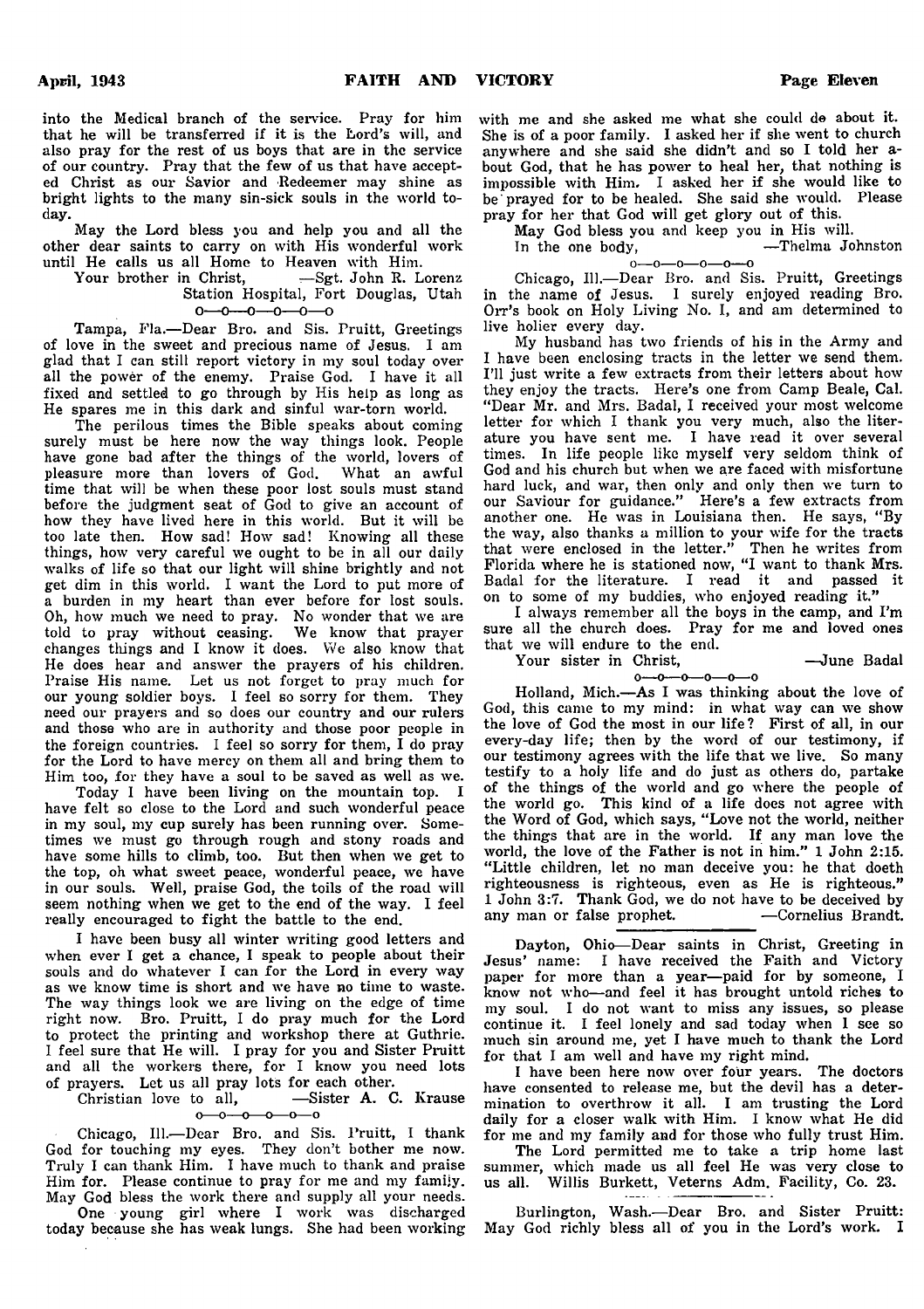into the Medical branch of the service. Pray for him that he will be transferred if it is the Lord's will, and also pray for the rest of us boys that are in the service of our country. Pray that the few of us that have accepted Christ as our Savior and Redeemer may shine as bright lights to the many sin-sick souls in the world today.

May the Lord bless you and help you and all the other dear saints to carry on with His wonderful work until He calls us all Home to Heaven with Him.

Your brother in Christ, —Sgt. John R. Lorenz
Station Hospital, Fort Douglas, Utah

o—o—o—o—o—o

Tampa, Fla.—Dear Bro. and Sis. Pruitt, Greetings of love in the sweet and precious name of Jesus. I am glad that I can still report victory in my soul today over all the power of the enemy. Praise God. I have it all fixed and settled to go through by His help as long as He spares me in this dark and sinful war-torn world.

The perilous times the Bible speaks about coming surely must be here now the way things look. People have gone bad after the things of the world, lovers of pleasure more than lovers of God. What an awful time that will be when these poor lost souls must stand before the judgment seat of God to give an account of how they have lived here in this world. But it will be too late then. How sad! How sad! Knowing all these things, how very careful we ought to be in all our daily walks of life so that our light will shine brightly and not get dim in this world. I want the Lord to put more of a burden in my heart than ever before for lost souls. Oh, how much we need to pray. No wonder that we are told to pray without ceasing. We know that prayer changes things and I know it does. We also know that He does hear and answer the prayers of his children. Praise His name. Let us not forget to pray much for our young soldier boys. I feel so sorry for them. They need our prayers and so does our country and our rulers and those who are in authority and those poor people in the foreign countries. I feel so sorry for them, I do pray for the Lord to have mercy on them all and bring them to Him too, for they have a soul to be saved as well as we.

Today I have been living on the mountain top. I have felt so close to the Lord and such wonderful peace in my soul, my cup surely has been running over. Sometimes we must go through rough and stony roads and have some hills to climb, too. But then when we get to the top, oh what sweet peace, wonderful peace, we have in our souls. Well, praise God, the toils of the road will seem nothing when we get to the end of the way. I feel really encouraged to fight the battle to the end.

I have been busy all winter writing good letters and when ever I get a chance, I speak to people about their souls and do whatever I can for the Lord in every way as we know time is short and we have no time to waste. The way things look we are living on the edge of time right now. Bro. Pruitt, I do pray much for the Lord to protect the printing and workshop there at Guthrie. I feel sure that He will. I pray for you and Sister Pruitt and all the workers there, for I know you need lots of prayers. Let us all pray lots for each other.

Christian love to all, —Sister A. C. Krause

o—o—o—o—o—o

Chicago, Ill.—Dear Bro. and Sis. Pruitt, I thank God for touching my eyes. They don't bother me now. Truly I can thank Him. I have much to thank and praise Him for. Please continue to pray for me and my family. May God bless the work there and supply all your needs.

One young girl where I work was discharged today because she has weak lungs. She had been working with me and she asked me what she could do about it. She is of a poor family. I asked her if she went to church anywhere and she said she didn't and so I told her about God, that he has power to heal her, that nothing is impossible with Him. I asked her if she would like to be prayed for to be healed. She said she would. Please pray for her that God will get glory out of this.

May God bless you and keep you in His will.

In the one body, —Thelma Johnston

o—o—o—o—o—o

Chicago, Ill.—Dear Bro. and Sis. Pruitt, Greetings in the name of Jesus. I surely enjoyed reading Bro. Orr's book on Holy Living No. I, and am determined to live holier every day.

My husband has two friends of his in the Army and I have been enclosing tracts in the letter we send them. I'll just write a few extracts from their letters about how they enjoy the tracts. Here's one from Camp Beale, Cal. "Dear Mr. and Mrs. Badal, I received your most welcome letter for which I thank you very much, also the literature you have sent me. I have read it over several times. In life people like myself very seldom think of God and his church but when we are faced with misfortune hard luck, and war, then only and only then we turn to our Saviour for guidance." Here's a few extracts from another one. He was in Louisiana then. He says, "By the way, also thanks a million to your wife for the tracts that were enclosed in the letter." Then he writes from Florida where he is stationed now, "I want to thank Mrs. Badal for the literature. I read it and passed it on to some of my buddies, who enjoyed reading it."

I always remember all the boys in the camp, and I'm sure all the church does. Pray for me and loved ones that we will endure to the end.

Your sister in Christ, —June Badal

o—o—o—o—o—o

Holland, Mich.—As I was thinking about the love of God, this came to my mind: in what way can we show the love of God the most in our life? First of all, in our every-day life; then by the word of our testimony, if our testimony agrees with the life that we live. So many testify to a holy life and do just as others do, partake of the things of the world and go where the people of the world go. This kind of a life does not agree with the Word of God, which says, "Love not the world, neither the things that are in the world. If any man love the world, the love of the Father is not in him." 1 John 2:15. "Little children, let no man deceive you: he that doeth righteousness is righteous, even as He is righteous." 1 John 3:7. Thank God, we do not have to be deceived by any man or false prophet. —Cornelius Brandt.

---

Dayton, Ohio—Dear saints in Christ, Greeting in Jesus' name: I have received the Faith and Victory paper for more than a year—paid for by someone, I know not who—and feel it has brought untold riches to my soul. I do not want to miss any issues, so please continue it. I feel lonely and sad today when I see so much sin around me, yet I have much to thank the Lord for that I am well and have my right mind.

I have been here now over four years. The doctors have consented to release me, but the devil has a determination to overthrow it all. I am trusting the Lord daily for a closer walk with Him. I know what He did for me and my family and for those who fully trust Him.

The Lord permitted me to take a trip home last summer, which made us all feel He was very close to us all. Willis Burkett, Veterns Adm. Facility, Co. 23.

---

Burlington, Wash.—Dear Bro. and Sister Pruitt: May God richly bless all of you in the Lord's work. I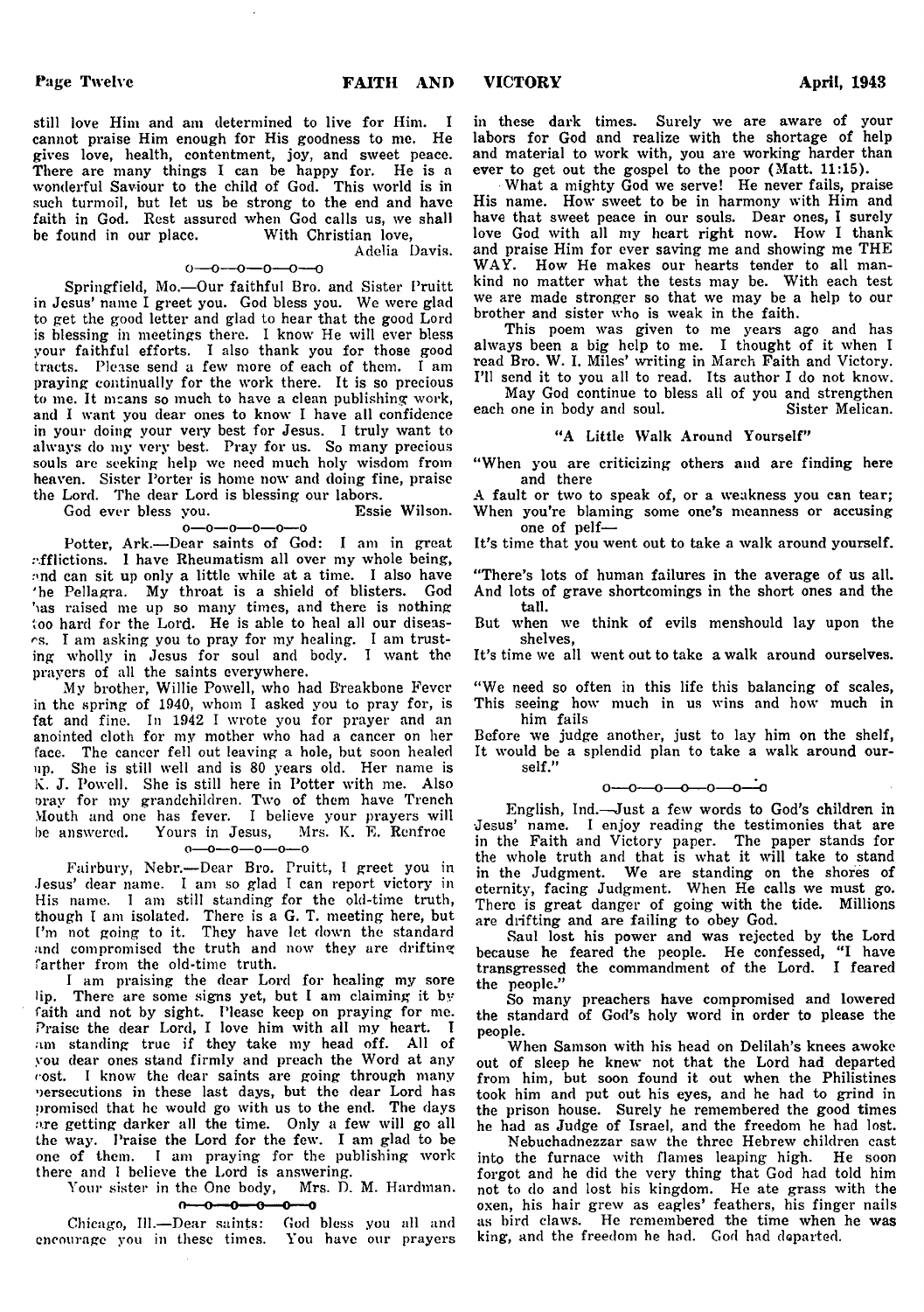still love Him and am determined to live for Him. I cannot praise Him enough for His goodness to me. He gives love, health, contentment, joy, and sweet peace. There are many things I can be happy for. He is a wonderful Saviour to the child of God. This world is in such turmoil, but let us be strong to the end and have faith in God. Rest assured when God calls us, we shall be found in our place. With Christian love,

Adelia Davis.

o—o—o—o—o—o

Springfield, Mo.—Our faithful Bro. and Sister Pruitt in Jesus' name I greet you. God bless you. We were glad to get the good letter and glad to hear that the good Lord is blessing in meetings there. I know He will ever bless your faithful efforts. I also thank you for those good tracts. Please send a few more of each of them. I am praying continually for the work there. It is so precious to me. It means so much to have a clean publishing work, and I want you dear ones to know I have all confidence in your doing your very best for Jesus. I truly want to always do my very best. Pray for us. So many precious souls are seeking help we need much holy wisdom from heaven. Sister Porter is home now and doing fine, praise the Lord. The dear Lord is blessing our labors.

God ever bless you. Essie Wilson.

o—o—o—o—o—o

Potter, Ark.—Dear saints of God: I am in great afflictions. I have Rheumatism all over my whole being, and can sit up only a little while at a time. I also have the Pellagra. My throat is a shield of blisters. God has raised me up so many times, and there is nothing too hard for the Lord. He is able to heal all our diseases. I am asking you to pray for my healing. I am trusting wholly in Jesus for soul and body. I want the prayers of all the saints everywhere.

My brother, Willie Powell, who had Breakbone Fever in the spring of 1940, whom I asked you to pray for, is fat and fine. In 1942 I wrote you for prayer and an anointed cloth for my mother who had a cancer on her face. The cancer fell out leaving a hole, but soon healed up. She is still well and is 80 years old. Her name is K. J. Powell. She is still here in Potter with me. Also pray for my grandchildren. Two of them have Trench Mouth and one has fever. I believe your prayers will be answered. Yours in Jesus, Mrs. K. E. Renfroe

o—o—o—o—o—o

Fairbury, Nebr.—Dear Bro. Pruitt, I greet you in Jesus' dear name. I am so glad I can report victory in His name. I am still standing for the old-time truth, though I am isolated. There is a G. T. meeting here, but I'm not going to it. They have let down the standard and compromised the truth and now they are drifting farther from the old-time truth.

I am praising the dear Lord for healing my sore lip. There are some signs yet, but I am claiming it by faith and not by sight. Please keep on praying for me. Praise the dear Lord, I love him with all my heart. I am standing true if they take my head off. All of you dear ones stand firmly and preach the Word at any cost. I know the dear saints are going through many persecutions in these last days, but the dear Lord has promised that he would go with us to the end. The days are getting darker all the time. Only a few will go all the way. Praise the Lord for the few. I am glad to be one of them. I am praying for the publishing work there and I believe the Lord is answering.

Your sister in the One body, Mrs. D. M. Hardman.

o—o—o—o—o—o

Chicago, Ill.—Dear saints: God bless you all and encourage you in these times. You have our prayers in these dark times. Surely we are aware of your labors for God and realize with the shortage of help and material to work with, you are working harder than ever to get out the gospel to the poor (Matt. 11:15).

What a mighty God we serve! He never fails, praise His name. How sweet to be in harmony with Him and have that sweet peace in our souls. Dear ones, I surely love God with all my heart right now. How I thank and praise Him for ever saving me and showing me THE WAY. How He makes our hearts tender to all mankind no matter what the tests may be. With each test we are made stronger so that we may be a help to our brother and sister who is weak in the faith.

This poem was given to me years ago and has always been a big help to me. I thought of it when I read Bro. W. I. Miles' writing in March Faith and Victory. I'll send it to you all to read. Its author I do not know.

May God continue to bless all of you and strengthen each one in body and soul. Sister Melican.

### "A Little Walk Around Yourself"

"When you are criticizing others and are finding here and there
A fault or two to speak of, or a weakness you can tear;
When you're blaming some one's meanness or accusing one of pelf—
It's time that you went out to take a walk around yourself.

"There's lots of human failures in the average of us all.
And lots of grave shortcomings in the short ones and the tall.
But when we think of evils menshould lay upon the shelves,
It's time we all went out to take a walk around ourselves.

"We need so often in this life this balancing of scales,
This seeing how much in us wins and how much in him fails
Before we judge another, just to lay him on the shelf,
It would be a splendid plan to take a walk around ourself."

o—o—o—o—o—o—o

English, Ind.—Just a few words to God's children in Jesus' name. I enjoy reading the testimonies that are in the Faith and Victory paper. The paper stands for the whole truth and that is what it will take to stand in the Judgment. We are standing on the shores of eternity, facing Judgment. When He calls we must go. There is great danger of going with the tide. Millions are drifting and are failing to obey God.

Saul lost his power and was rejected by the Lord because he feared the people. He confessed, "I have transgressed the commandment of the Lord. I feared the people."

So many preachers have compromised and lowered the standard of God's holy word in order to please the people.

When Samson with his head on Delilah's knees awoke out of sleep he knew not that the Lord had departed from him, but soon found it out when the Philistines took him and put out his eyes, and he had to grind in the prison house. Surely he remembered the good times he had as Judge of Israel, and the freedom he had lost.

Nebuchadnezzar saw the three Hebrew children cast into the furnace with flames leaping high. He soon forgot and he did the very thing that God had told him not to do and lost his kingdom. He ate grass with the oxen, his hair grew as eagles' feathers, his finger nails as bird claws. He remembered the time when he was king, and the freedom he had. God had departed.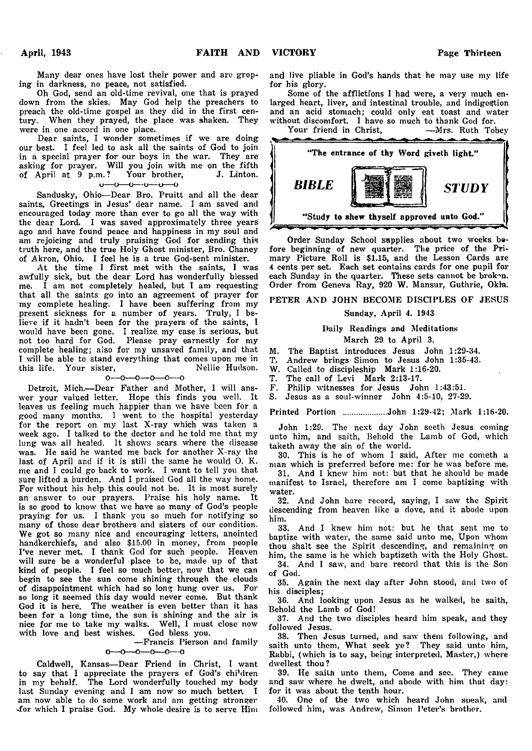Many dear ones have lost their power and are groping in darkness, no peace, not satisfied.

Oh God, send an old-time revival, one that is prayed down from the skies. May God help the preachers to preach the old-time gospel as they did in the first century. When they prayed, the place was shaken. They were in one accord in one place.

Dear saints, I wonder sometimes if we are doing our best. I feel led to ask all the saints of God to join in a special prayer for our boys in the war. They are asking for prayer. Will you join with me on the fifth of April at 9 p.m.? Your brother, J. Linton.

o—o—o—o—o—o

Sandusky, Ohio—Dear Bro. Pruitt and all the dear saints, Greetings in Jesus' dear name. I am saved and encouraged today more than ever to go all the way with the dear Lord. I was saved approximately three years ago and have found peace and happiness in my soul and am rejoicing and truly praising God for sending this truth here, and the true Holy Ghost minister, Bro. Chaney of Akron, Ohio. I feel he is a true God-sent minister.

At the time I first met with the saints, I was awfully sick, but the dear Lord has wonderfully blessed me. I am not completely healed, but I am requesting that all the saints go into an agreement of prayer for my complete healing. I have been suffering from my present sickness for a number of years. Truly, I believe if it hadn't been for the prayers of the saints, I would have been gone. I realize my case is serious, but not too hard for God. Please pray earnestly for my complete healing; also for my unsaved family, and that I will be able to stand everything that comes upon me in this life. Your sister, Nellie Hudson.

o—o—o—o—o—o

Detroit, Mich.—Dear Father and Mother, I will answer your valued letter. Hope this finds you well. It leaves us feeling much happier than we have been for a good many months. I went to the hospital yesterday for the report on my last X-ray which was taken a week ago. I talked to the doctor and he told me that my lung was all healed. It shows scars where the disease was. He said he wanted me back for another X-ray the last of April and if it is still the same he would O. K. me and I could go back to work. I want to tell you that sure lifted a burden. And I praised God all the way home. For without his help this could not be. It is most surely an answer to our prayers. Praise his holy name. It is so good to know that we have so many of God's people praying for us. I thank you so much for notifying so many of those dear brothers and sisters of our condition. We got so many nice and encouraging letters, anointed handkerchiefs, and also $15.00 in money, from people I've never met. I thank God for such people. Heaven will sure be a wonderful place to be, made up of that kind of people. I feel so much better, now that we can begin to see the sun come shining through the clouds of disappointment which had so long hung over us. For so long it seemed this day would never come. But thank God it is here. The weather is even better than it has been for a long time, the sun is shining and the air is nice for me to take my walks. Well, I must close now with love and best wishes. God bless you.

—Francis Pierson and family

o—o—o—o—o—o

Caldwell, Kansas—Dear Friend in Christ, I want to say that I appreciate the prayers of God's children in my behalf. The Lord wonderfully touched my body last Sunday evening and I am now so much better. I am now able to do some work and am getting stronger for which I praise God. My whole desire is to serve Him and live pliable in God's hands that he may use my life for his glory.

Some of the afflictions I had were, a very much enlarged heart, liver, and intestinal trouble, and indigestion and an acid stomach; could only eat toast and water without discomfort. I have so much to thank God for.

Your friend in Christ, —Mrs. Ruth Tobey

"The entrance of thy Word giveth light."

## *BIBLE STUDY*

"Study to shew thyself approved unto God."

Order Sunday School supplies about two weeks before beginning of new quarter. The price of the Primary Picture Roll is $1.15, and the Lesson Cards are 4 cents per set. Each set contains cards for one pupil for each Sunday in the quarter. These sets cannot be broken. Order from Geneva Ray, 920 W. Mansur, Guthrie, Okla.

### PETER AND JOHN BECOME DISCIPLES OF JESUS

Sunday, April 4, 1943

Daily Readings and Meditations

March 29 to April 3.

M. The Baptist introduces Jesus John 1:29-34.
T. Andrew brings Simon to Jesus John 1:35-43.
W. Called to discipleship Mark 1:16-20.
T. The call of Levi Mark 2:13-17.
F. Philip witnesses for Jesus John 1:43:51.
S. Jesus as a soul-winner John 4:5-10, 27-29.

Printed Portion ....................John 1:29-42; Mark 1:16-20.

John 1:29. The next day John seeth Jesus coming unto him, and saith, Behold the Lamb of God, which taketh away the sin of the world.

30. This is he of whom I said, After me cometh a man which is preferred before me: for he was before me.

31. And I knew him not: but that he should be made manifest to Israel, therefore am I come baptizing with water.

32. And John bare record, saying, I saw the Spirit descending from heaven like a dove, and it abode upon him.

33. And I knew him not: but he that sent me to baptize with water, the same said unto me, Upon whom thou shalt see the Spirit descending, and remaining on him, the same is he which baptizeth with the Holy Ghost.

34. And I saw, and bare record that this is the Son of God.

35. Again the next day after John stood, and two of his disciples;

36. And looking upon Jesus as he walked, he saith, Behold the Lamb of God!

37. And the two disciples heard him speak, and they followed Jesus.

38. Then Jesus turned, and saw them following, and saith unto them, What seek ye? They said unto him, Rabbi, (which is to say, being interpreted, Master,) where dwellest thou?

39. He saith unto them, Come and see. They came and saw where he dwelt, and abode with him that day: for it was about the tenth hour.

40. One of the two which heard John speak, and followed him, was Andrew, Simon Peter's brother.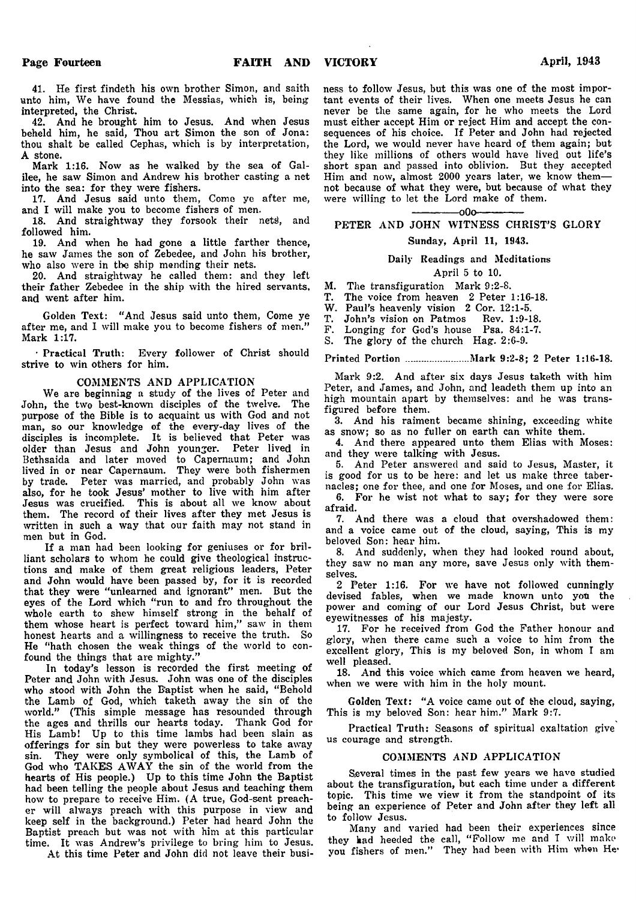41. He first findeth his own brother Simon, and saith unto him, We have found the Messias, which is, being interpreted, the Christ.

42. And he brought him to Jesus. And when Jesus beheld him, he said, Thou art Simon the son of Jona: thou shalt be called Cephas, which is by interpretation, A stone.

Mark 1:16. Now as he walked by the sea of Galilee, he saw Simon and Andrew his brother casting a net into the sea: for they were fishers.

17. And Jesus said unto them, Come ye after me, and I will make you to become fishers of men.

18. And straightway they forsook their nets, and followed him.

19. And when he had gone a little farther thence, he saw James the son of Zebedee, and John his brother, who also were in the ship mending their nets.

20. And straightway he called them: and they left their father Zebedee in the ship with the hired servants, and went after him.

Golden Text: "And Jesus said unto them, Come ye after me, and I will make you to become fishers of men." Mark 1:17.

Practical Truth: Every follower of Christ should strive to win others for him.

### COMMENTS AND APPLICATION

We are beginning a study of the lives of Peter and John, the two best-known disciples of the twelve. The purpose of the Bible is to acquaint us with God and not man, so our knowledge of the every-day lives of the disciples is incomplete. It is believed that Peter was older than Jesus and John younger. Peter lived in Bethsaida and later moved to Capernaum; and John lived in or near Capernaum. They were both fishermen by trade. Peter was married, and probably John was also, for he took Jesus' mother to live with him after Jesus was crucified. This is about all we know about them. The record of their lives after they met Jesus is written in such a way that our faith may not stand in men but in God.

If a man had been looking for geniuses or for brilliant scholars to whom he could give theological instructions and make of them great religious leaders, Peter and John would have been passed by, for it is recorded that they were "unlearned and ignorant" men. But the eyes of the Lord which "run to and fro throughout the whole earth to shew himself strong in the behalf of them whose heart is perfect toward him," saw in them honest hearts and a willingness to receive the truth. So He "hath chosen the weak things of the world to confound the things that are mighty."

In today's lesson is recorded the first meeting of Peter and John with Jesus. John was one of the disciples who stood with John the Baptist when he said, "Behold the Lamb of God, which taketh away the sin of the world." (This simple message has resounded through the ages and thrills our hearts today. Thank God for His Lamb! Up to this time lambs had been slain as offerings for sin but they were powerless to take away sin. They were only symbolical of this, the Lamb of God who TAKES AWAY the sin of the world from the hearts of His people.) Up to this time John the Baptist had been telling the people about Jesus and teaching them how to prepare to receive Him. (A true, God-sent preacher will always preach with this purpose in view and keep self in the background.) Peter had heard John the Baptist preach but was not with him at this particular time. It was Andrew's privilege to bring him to Jesus.

At this time Peter and John did not leave their business to follow Jesus, but this was one of the most important events of their lives. When one meets Jesus he can never be the same again, for he who meets the Lord must either accept Him or reject Him and accept the consequences of his choice. If Peter and John had rejected the Lord, we would never have heard of them again; but they like millions of others would have lived out life's short span and passed into oblivion. But they accepted Him and now, almost 2000 years later, we know them—not because of what they were, but because of what they were willing to let the Lord make of them.

oOo

## PETER AND JOHN WITNESS CHRIST'S GLORY

**Sunday, April 11, 1943.**

Daily Readings and Meditations

April 5 to 10.

- M. The transfiguration Mark 9:2-8.
- T. The voice from heaven 2 Peter 1:16-18.
- W. Paul's heavenly vision 2 Cor. 12:1-5.
- T. John's vision on Patmos Rev. 1:9-18.
- F. Longing for God's house Psa. 84:1-7.
- S. The glory of the church Hag. 2:6-9.

Printed Portion ........................Mark 9:2-8; 2 Peter 1:16-18.

Mark 9:2. And after six days Jesus taketh with him Peter, and James, and John, and leadeth them up into an high mountain apart by themselves: and he was transfigured before them.

3. And his raiment became shining, exceeding white as snow; so as no fuller on earth can white them.

4. And there appeared unto them Elias with Moses: and they were talking with Jesus.

5. And Peter answered and said to Jesus, Master, it is good for us to be here: and let us make three tabernacles; one for thee, and one for Moses, and one for Elias.

6. For he wist not what to say; for they were sore afraid.

7. And there was a cloud that overshadowed them: and a voice came out of the cloud, saying, This is my beloved Son: hear him.

8. And suddenly, when they had looked round about, they saw no man any more, save Jesus only with themselves.

2 Peter 1:16. For we have not followed cunningly devised fables, when we made known unto you the power and coming of our Lord Jesus Christ, but were eyewitnesses of his majesty.

17. For he received from God the Father honour and glory, when there came such a voice to him from the excellent glory, This is my beloved Son, in whom I am well pleased.

18. And this voice which came from heaven we heard, when we were with him in the holy mount.

Golden Text: "A voice came out of the cloud, saying, This is my beloved Son: hear him." Mark 9:7.

Practical Truth: Seasons of spiritual exaltation give us courage and strength.

### COMMENTS AND APPLICATION

Several times in the past few years we have studied about the transfiguration, but each time under a different topic. This time we view it from the standpoint of its being an experience of Peter and John after they left all to follow Jesus.

Many and varied had been their experiences since they had heeded the call, "Follow me and I will make you fishers of men." They had been with Him when He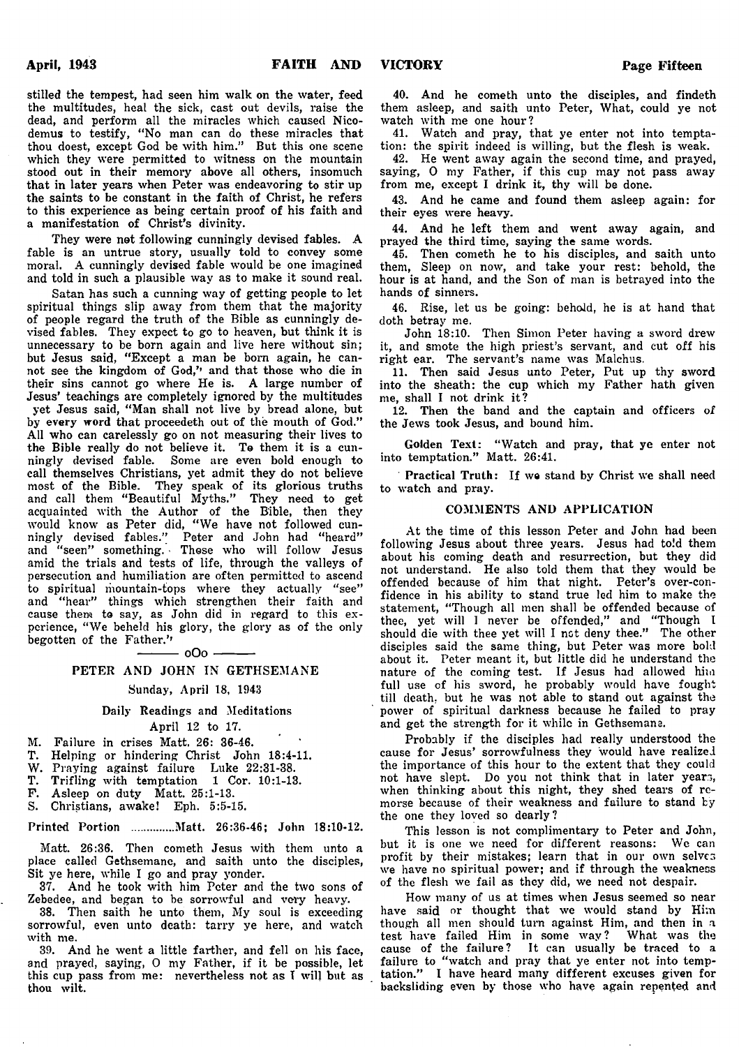stilled the tempest, had seen him walk on the water, feed the multitudes, heal the sick, cast out devils, raise the dead, and perform all the miracles which caused Nicodemus to testify, "No man can do these miracles that thou doest, except God be with him." But this one scene which they were permitted to witness on the mountain stood out in their memory above all others, insomuch that in later years when Peter was endeavoring to stir up the saints to be constant in the faith of Christ, he refers to this experience as being certain proof of his faith and a manifestation of Christ's divinity.

They were not following cunningly devised fables. A fable is an untrue story, usually told to convey some moral. A cunningly devised fable would be one imagined and told in such a plausible way as to make it sound real.

Satan has such a cunning way of getting people to let spiritual things slip away from them that the majority of people regard the truth of the Bible as cunningly devised fables. They expect to go to heaven, but think it is unnecessary to be born again and live here without sin; but Jesus said, "Except a man be born again, he cannot see the kingdom of God," and that those who die in their sins cannot go where He is. A large number of Jesus' teachings are completely ignored by the multitudes yet Jesus said, "Man shall not live by bread alone, but by every word that proceedeth out of the mouth of God." All who can carelessly go on not measuring their lives to the Bible really do not believe it. To them it is a cunningly devised fable. Some are even bold enough to call themselves Christians, yet admit they do not believe most of the Bible. They speak of its glorious truths and call them "Beautiful Myths." They need to get acquainted with the Author of the Bible, then they would know as Peter did, "We have not followed cunningly devised fables." Peter and John had "heard" and "seen" something. Those who will follow Jesus amid the trials and tests of life, through the valleys of persecution and humiliation are often permitted to ascend to spiritual mountain-tops where they actually "see" and "hear" things which strengthen their faith and cause them to say, as John did in regard to this experience, "We beheld his glory, the glory as of the only begotten of the Father."

oOo

## PETER AND JOHN IN GETHSEMANE

Sunday, April 18, 1943

### Daily Readings and Meditations

April 12 to 17.

M. Failure in crises Matt. 26: 36-46.
T. Helping or hindering Christ John 18:4-11.
W. Praying against failure Luke 22:31-38.
T. Trifling with temptation 1 Cor. 10:1-13.
F. Asleep on duty Matt. 25:1-13.
S. Christians, awake! Eph. 5:5-15.

Printed Portion ..............Matt. 26:36-46; John 18:10-12.

Matt. 26:36. Then cometh Jesus with them unto a place called Gethsemane, and saith unto the disciples, Sit ye here, while I go and pray yonder.

37. And he took with him Peter and the two sons of Zebedee, and began to be sorrowful and very heavy.

38. Then saith he unto them, My soul is exceeding sorrowful, even unto death: tarry ye here, and watch with me.

39. And he went a little farther, and fell on his face, and prayed, saying, O my Father, if it be possible, let this cup pass from me: nevertheless not as I will but as thou wilt.

40. And he cometh unto the disciples, and findeth them asleep, and saith unto Peter, What, could ye not watch with me one hour?

41. Watch and pray, that ye enter not into temptation: the spirit indeed is willing, but the flesh is weak.

42. He went away again the second time, and prayed, saying, O my Father, if this cup may not pass away from me, except I drink it, thy will be done.

43. And he came and found them asleep again: for their eyes were heavy.

44. And he left them and went away again, and prayed the third time, saying the same words.

45. Then cometh he to his disciples, and saith unto them, Sleep on now, and take your rest: behold, the hour is at hand, and the Son of man is betrayed into the hands of sinners.

46. Rise, let us be going: behold, he is at hand that doth betray me.

John 18:10. Then Simon Peter having a sword drew it, and smote the high priest's servant, and cut off his right ear. The servant's name was Malchus.

11. Then said Jesus unto Peter, Put up thy sword into the sheath: the cup which my Father hath given me, shall I not drink it?

12. Then the band and the captain and officers of the Jews took Jesus, and bound him.

**Golden Text:** "Watch and pray, that ye enter not into temptation." Matt. 26:41.

**Practical Truth:** If we stand by Christ we shall need to watch and pray.

### COMMENTS AND APPLICATION

At the time of this lesson Peter and John had been following Jesus about three years. Jesus had told them about his coming death and resurrection, but they did not understand. He also told them that they would be offended because of him that night. Peter's over-confidence in his ability to stand true led him to make the statement, "Though all men shall be offended because of thee, yet will I never be offended," and "Though I should die with thee yet will I not deny thee." The other disciples said the same thing, but Peter was more bold about it. Peter meant it, but little did he understand the nature of the coming test. If Jesus had allowed him full use of his sword, he probably would have fought till death, but he was not able to stand out against the power of spiritual darkness because he failed to pray and get the strength for it while in Gethsemane.

Probably if the disciples had really understood the cause for Jesus' sorrowfulness they would have realized the importance of this hour to the extent that they could not have slept. Do you not think that in later years, when thinking about this night, they shed tears of remorse because of their weakness and failure to stand by the one they loved so dearly?

This lesson is not complimentary to Peter and John, but it is one we need for different reasons: We can profit by their mistakes; learn that in our own selves we have no spiritual power; and if through the weakness of the flesh we fail as they did, we need not despair.

How many of us at times when Jesus seemed so near have said or thought that we would stand by Him though all men should turn against Him, and then in a test have failed Him in some way? What was the cause of the failure? It can usually be traced to a failure to "watch and pray that ye enter not into temptation." I have heard many different excuses given for backsliding even by those who have again repented and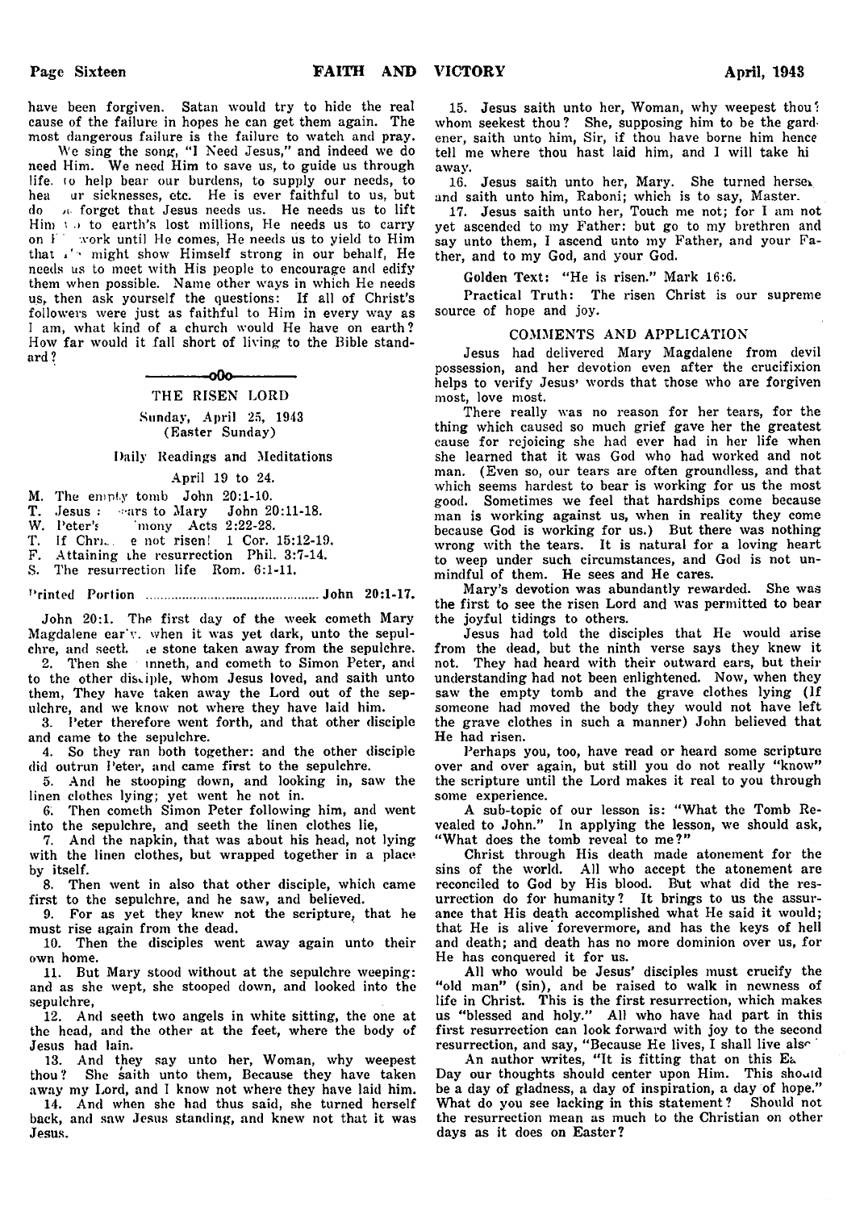have been forgiven. Satan would try to hide the real cause of the failure in hopes he can get them again. The most dangerous failure is the failure to watch and pray.

We sing the song, "I Need Jesus," and indeed we do need Him. We need Him to save us, to guide us through life, to help bear our burdens, to supply our needs, to heal our sicknesses, etc. He is ever faithful to us, but do not forget that Jesus needs us. He needs us to lift Him up to earth's lost millions, He needs us to carry on His work until He comes, He needs us to yield to Him that He might show Himself strong in our behalf, He needs us to meet with His people to encourage and edify them when possible. Name other ways in which He needs us, then ask yourself the questions: If all of Christ's followers were just as faithful to Him in every way as I am, what kind of a church would He have on earth? How far would it fall short of living to the Bible standard?

---

## THE RISEN LORD

Sunday, April 25, 1943
(Easter Sunday)

### Daily Readings and Meditations

April 19 to 24.

M. The empty tomb John 20:1-10.
T. Jesus appears to Mary John 20:11-18.
W. Peter's testimony Acts 2:22-28.
T. If Christ be not risen! 1 Cor. 15:12-19.
F. Attaining the resurrection Phil. 3:7-14.
S. The resurrection life Rom. 6:1-11.

Printed Portion .................................................. John 20:1-17.

John 20:1. The first day of the week cometh Mary Magdalene early, when it was yet dark, unto the sepulchre, and seeth the stone taken away from the sepulchre.

2. Then she runneth, and cometh to Simon Peter, and to the other disciple, whom Jesus loved, and saith unto them, They have taken away the Lord out of the sepulchre, and we know not where they have laid him.

3. Peter therefore went forth, and that other disciple and came to the sepulchre.

4. So they ran both together: and the other disciple did outrun Peter, and came first to the sepulchre.

5. And he stooping down, and looking in, saw the linen clothes lying; yet went he not in.

6. Then cometh Simon Peter following him, and went into the sepulchre, and seeth the linen clothes lie,

7. And the napkin, that was about his head, not lying with the linen clothes, but wrapped together in a place by itself.

8. Then went in also that other disciple, which came first to the sepulchre, and he saw, and believed.

9. For as yet they knew not the scripture, that he must rise again from the dead.

10. Then the disciples went away again unto their own home.

11. But Mary stood without at the sepulchre weeping: and as she wept, she stooped down, and looked into the sepulchre,

12. And seeth two angels in white sitting, the one at the head, and the other at the feet, where the body of Jesus had lain.

13. And they say unto her, Woman, why weepest thou? She saith unto them, Because they have taken away my Lord, and I know not where they have laid him.

14. And when she had thus said, she turned herself back, and saw Jesus standing, and knew not that it was Jesus.

15. Jesus saith unto her, Woman, why weepest thou? whom seekest thou? She, supposing him to be the gardener, saith unto him, Sir, if thou have borne him hence tell me where thou hast laid him, and I will take him away.

16. Jesus saith unto her, Mary. She turned herself, and saith unto him, Raboni; which is to say, Master.

17. Jesus saith unto her, Touch me not; for I am not yet ascended to my Father: but go to my brethren and say unto them, I ascend unto my Father, and your Father, and to my God, and your God.

Golden Text: "He is risen." Mark 16:6.

Practical Truth: The risen Christ is our supreme source of hope and joy.

### COMMENTS AND APPLICATION

Jesus had delivered Mary Magdalene from devil possession, and her devotion even after the crucifixion helps to verify Jesus' words that those who are forgiven most, love most.

There really was no reason for her tears, for the thing which caused so much grief gave her the greatest cause for rejoicing she had ever had in her life when she learned that it was God who had worked and not man. (Even so, our tears are often groundless, and that which seems hardest to bear is working for us the most good. Sometimes we feel that hardships come because man is working against us, when in reality they come because God is working for us.) But there was nothing wrong with the tears. It is natural for a loving heart to weep under such circumstances, and God is not unmindful of them. He sees and He cares.

Mary's devotion was abundantly rewarded. She was the first to see the risen Lord and was permitted to bear the joyful tidings to others.

Jesus had told the disciples that He would arise from the dead, but the ninth verse says they knew it not. They had heard with their outward ears, but their understanding had not been enlightened. Now, when they saw the empty tomb and the grave clothes lying (If someone had moved the body they would not have left the grave clothes in such a manner) John believed that He had risen.

Perhaps you, too, have read or heard some scripture over and over again, but still you do not really "know" the scripture until the Lord makes it real to you through some experience.

A sub-topic of our lesson is: "What the Tomb Revealed to John." In applying the lesson, we should ask, "What does the tomb reveal to me?"

Christ through His death made atonement for the sins of the world. All who accept the atonement are reconciled to God by His blood. But what did the resurrection do for humanity? It brings to us the assurance that His death accomplished what He said it would; that He is alive forevermore, and has the keys of hell and death; and death has no more dominion over us, for He has conquered it for us.

All who would be Jesus' disciples must crucify the "old man" (sin), and be raised to walk in newness of life in Christ. This is the first resurrection, which makes us "blessed and holy." All who have had part in this first resurrection can look forward with joy to the second resurrection, and say, "Because He lives, I shall live also."

An author writes, "It is fitting that on this Easter Day our thoughts should center upon Him. This should be a day of gladness, a day of inspiration, a day of hope." What do you see lacking in this statement? Should not the resurrection mean as much to the Christian on other days as it does on Easter?